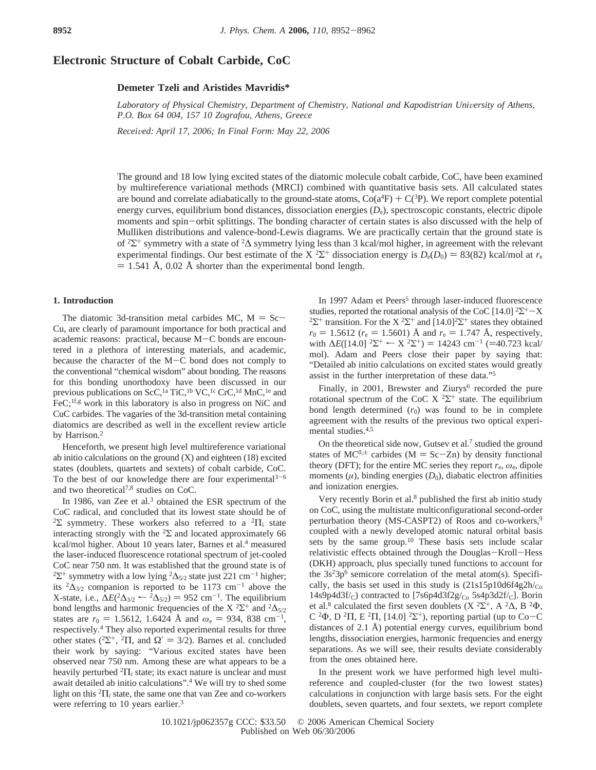# Electronic Structure of Cobalt Carbide, CoC

**Demeter Tzeli and Aristides Mavridis***

*Laboratory of Physical Chemistry, Department of Chemistry, National and Kapodistrian University of Athens, P.O. Box 64 004, 157 10 Zografou, Athens, Greece*

*Received: April 17, 2006; In Final Form: May 22, 2006*

The ground and 18 low lying excited states of the diatomic molecule cobalt carbide, CoC, have been examined by multireference variational methods (MRCI) combined with quantitative basis sets. All calculated states are bound and correlate adiabatically to the ground-state atoms, Co($a^4F$) + C($^3P$). We report complete potential energy curves, equilibrium bond distances, dissociation energies ($D_e$), spectroscopic constants, electric dipole moments and spin−orbit splittings. The bonding character of certain states is also discussed with the help of Mulliken distributions and valence-bond-Lewis diagrams. We are practically certain that the ground state is of $^2\Sigma^+$ symmetry with a state of $^2\Delta$ symmetry lying less than 3 kcal/mol higher, in agreement with the relevant experimental findings. Our best estimate of the X $^2\Sigma^+$ dissociation energy is $D_e(D_0)$ = 83(82) kcal/mol at $r_e$ = 1.541 Å, 0.02 Å shorter than the experimental bond length.

## 1. Introduction

The diatomic 3d-transition metal carbides MC, M = Sc−Cu, are clearly of paramount importance for both practical and academic reasons: practical, because M−C bonds are encountered in a plethora of interesting materials, and academic, because the character of the M−C bond does not comply to the conventional "chemical wisdom" about bonding. The reasons for this bonding unorthodoxy have been discussed in our previous publications on ScC,[1a] TiC,[1b] VC,[1c] CrC,[1d] MnC,[1e] and FeC;[1f,g] work in this laboratory is also in progress on NiC and CuC carbides. The vagaries of the 3d-transition metal containing diatomics are described as well in the excellent review article by Harrison.[2]

Henceforth, we present high level multireference variational ab initio calculations on the ground (X) and eighteen (18) excited states (doublets, quartets and sextets) of cobalt carbide, CoC. To the best of our knowledge there are four experimental[3−6] and two theoretical[7,8] studies on CoC.

In 1986, van Zee et al.[3] obtained the ESR spectrum of the CoC radical, and concluded that its lowest state should be of $^2\Sigma$ symmetry. These workers also referred to a $^2\Pi_i$ state interacting strongly with the $^2\Sigma$ and located approximately 66 kcal/mol higher. About 10 years later, Barnes et al.[4] measured the laser-induced fluorescence rotational spectrum of jet-cooled CoC near 750 nm. It was established that the ground state is of $^2\Sigma^+$ symmetry with a low lying $^2\Delta_{5/2}$ state just 221 cm$^{-1}$ higher; its $^2\Delta_{3/2}$ companion is reported to be 1173 cm$^{-1}$ above the X-state, i.e., $\Delta E(^2\Delta_{3/2} \leftarrow {^2\Delta_{5/2}})$ = 952 cm$^{-1}$. The equilibrium bond lengths and harmonic frequencies of the X $^2\Sigma^+$ and $^2\Delta_{5/2}$ states are $r_0$ = 1.5612, 1.6424 Å and $\omega_e$ = 934, 838 cm$^{-1}$, respectively.[4] They also reported experimental results for three other states ($^2\Sigma^+$, $^2\Pi$, and $\Omega'$ = 3/2). Barnes et al. concluded their work by saying: "Various excited states have been observed near 750 nm. Among these are what appears to be a heavily perturbed $^2\Pi_i$ state; its exact nature is unclear and must await detailed ab initio calculations".[4] We will try to shed some light on this $^2\Pi_i$ state, the same one that van Zee and co-workers were referring to 10 years earlier.[3]

In 1997 Adam et Peers[5] through laser-induced fluorescence studies, reported the rotational analysis of the CoC [14.0] $^2\Sigma^+$−X $^2\Sigma^+$ transition. For the X $^2\Sigma^+$ and [14.0]$^2\Sigma^+$ states they obtained $r_0$ = 1.5612 ($r_e$ = 1.5601) Å and $r_e$ = 1.747 Å, respectively, with $\Delta E$([14.0] $^2\Sigma^+ \leftarrow$ X $^2\Sigma^+$) = 14243 cm$^{-1}$ (=40.723 kcal/mol). Adam and Peers close their paper by saying that: "Detailed ab initio calculations on excited states would greatly assist in the further interpretation of these data."[5]

Finally, in 2001, Brewster and Ziurys[6] recorded the pure rotational spectrum of the CoC X $^2\Sigma^+$ state. The equilibrium bond length determined ($r_0$) was found to be in complete agreement with the results of the previous two optical experimental studies.[4,5]

On the theoretical side now, Gutsev et al.[7] studied the ground states of MC$^{0,\pm}$ carbides (M = Sc−Zn) by density functional theory (DFT); for the entire MC series they report $r_e$, $\omega_e$, dipole moments ($\mu$), binding energies ($D_0$), diabatic electron affinities and ionization energies.

Very recently Borin et al.[8] published the first ab initio study on CoC, using the multistate multiconfigurational second-order perturbation theory (MS-CASPT2) of Roos and co-workers,[9] coupled with a newly developed atomic natural orbital basis sets by the same group.[10] These basis sets include scalar relativistic effects obtained through the Douglas−Kroll−Hess (DKH) approach, plus specially tuned functions to account for the $3s^23p^6$ semicore correlation of the metal atom(s). Specifically, the basis set used in this study is (21s15p10d6f4g2h/$_{Co}$ 14s9p4d3f/$_C$) contracted to [7s6p4d3f2g/$_{Co}$ 5s4p3d2f/$_C$]. Borin et al.[8] calculated the first seven doublets (X $^2\Sigma^+$, A $^2\Delta$, B $^2\Phi$, C $^2\Phi$, D $^2\Pi$, E $^2\Pi$, [14.0] $^2\Sigma^+$), reporting partial (up to Co−C distances of 2.1 Å) potential energy curves, equilibrium bond lengths, dissociation energies, harmonic frequencies and energy separations. As we will see, their results deviate considerably from the ones obtained here.

In the present work we have performed high level multireference and coupled-cluster (for the two lowest states) calculations in conjunction with large basis sets. For the eight doublets, seven quartets, and four sextets, we report complete

10.1021/jp062357g CCC: $33.50 © 2006 American Chemical Society
Published on Web 06/30/2006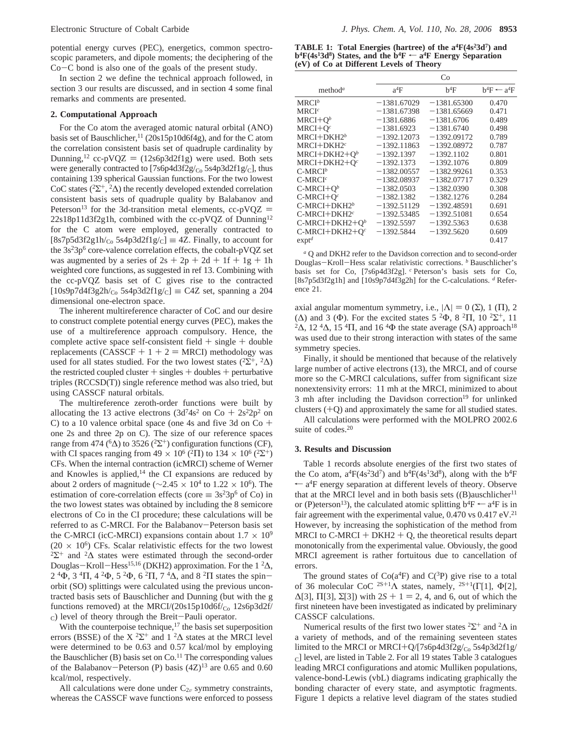potential energy curves (PEC), energetics, common spectroscopic parameters, and dipole moments; the deciphering of the Co−C bond is also one of the goals of the present study.

In section 2 we define the technical approach followed, in section 3 our results are discussed, and in section 4 some final remarks and comments are presented.

## 2. Computational Approach

For the Co atom the averaged atomic natural orbital (ANO) basis set of Bauschlicher,[11] (20s15p10d6f4g), and for the C atom the correlation consistent basis set of quadruple cardinality by Dunning,[12] cc-pVQZ = (12s6p3d2f1g) were used. Both sets were generally contracted to $[7s6p4d3f2g/_{Co}\ 5s4p3d2f1g/_{C}]$, thus containing 139 spherical Gaussian functions. For the two lowest CoC states ($^2\Sigma^+$, $^2\Delta$) the recently developed extended correlation consistent basis sets of quadruple quality by Balabanov and Peterson[13] for the 3d-transition metal elements, cc-pVQZ = 22s18p11d3f2g1h, combined with the cc-pVQZ of Dunning[12] for the C atom were employed, generally contracted to $[8s7p5d3f2g1h/_{Co}\ 5s4p3d2f1g/_{C}] \equiv$ 4Z. Finally, to account for the $3s^23p^6$ core-valence correlation effects, the cobalt-pVQZ set was augmented by a series of 2s + 2p + 2d + 1f + 1g + 1h weighted core functions, as suggested in ref 13. Combining with the cc-pVQZ basis set of C gives rise to the contracted $[10s9p7d4f3g2h/_{Co}\ 5s4p3d2f1g/_{C}] \equiv$ C4Z set, spanning a 204 dimensional one-electron space.

The inherent multireference character of CoC and our desire to construct complete potential energy curves (PEC), makes the use of a multireference approach compulsory. Hence, the complete active space self-consistent field + single + double replacements (CASSCF + 1 + 2 = MRCI) methodology was used for all states studied. For the two lowest states ($^2\Sigma^+$, $^2\Delta$) the restricted coupled cluster + singles + doubles + perturbative triples (RCCSD(T)) single reference method was also tried, but using CASSCF natural orbitals.

The multireference zeroth-order functions were built by allocating the 13 active electrons ($3d^74s^2$ on Co + $2s^22p^2$ on C) to a 10 valence orbital space (one 4s and five 3d on Co + one 2s and three 2p on C). The size of our reference spaces range from 474 ($^6\Delta$) to 3526 ($^2\Sigma^+$) configuration functions (CF), with CI spaces ranging from $49 \times 10^6$ ($^2\Pi$) to $134 \times 10^6$ ($^2\Sigma^+$) CFs. When the internal contraction (icMRCI) scheme of Werner and Knowles is applied,[14] the CI expansions are reduced by about 2 orders of magnitude ($\sim 2.45 \times 10^4$ to $1.22 \times 10^6$). The estimation of core-correlation effects (core $\equiv 3s^23p^6$ of Co) in the two lowest states was obtained by including the 8 semicore electrons of Co in the CI procedure; these calculations will be referred to as C-MRCI. For the Balabanov−Peterson basis set the C-MRCI (icC-MRCI) expansions contain about $1.7 \times 10^9$ ($20 \times 10^6$) CFs. Scalar relativistic effects for the two lowest $^2\Sigma^+$ and $^2\Delta$ states were estimated through the second-order Douglas−Kroll−Hess[15,16] (DKH2) approximation. For the 1 $^2\Delta$, 2 $^4\Phi$, 3 $^4\Pi$, 4 $^2\Phi$, 5 $^2\Phi$, 6 $^2\Pi$, 7 $^4\Delta$, and 8 $^2\Pi$ states the spin−orbit (SO) splittings were calculated using the previous uncontracted basis sets of Bauschlicher and Dunning (but with the g functions removed) at the MRCI/$(20s15p10d6f/_{Co}\ 12s6p3d2f/_{C})$ level of theory through the Breit−Pauli operator.

With the counterpoise technique,[17] the basis set superposition errors (BSSE) of the X $^2\Sigma^+$ and 1 $^2\Delta$ states at the MRCI level were determined to be 0.63 and 0.57 kcal/mol by employing the Bauschlicher (B) basis set on Co.[11] The corresponding values of the Balabanov−Peterson (P) basis (4Z)[13] are 0.65 and 0.60 kcal/mol, respectively.

All calculations were done under $C_{2v}$ symmetry constraints, whereas the CASSCF wave functions were enforced to possess axial angular momentum symmetry, i.e., $|\Lambda| = 0$ ($\Sigma$), 1 ($\Pi$), 2 ($\Delta$) and 3 ($\Phi$). For the excited states 5 $^2\Phi$, 8 $^2\Pi$, 10 $^2\Sigma^+$, 11 $^2\Delta$, 12 $^4\Delta$, 15 $^4\Pi$, and 16 $^4\Phi$ the state average (SA) approach[18] was used due to their strong interaction with states of the same symmetry species.

Finally, it should be mentioned that because of the relatively large number of active electrons (13), the MRCI, and of course more so the C-MRCI calculations, suffer from significant size nonextensivity errors: 11 mh at the MRCI, minimized to about 3 mh after including the Davidson correction[19] for unlinked clusters (+Q) and approximately the same for all studied states.

All calculations were performed with the MOLPRO 2002.6 suite of codes.[20]

## 3. Results and Discussion

Table 1 records absolute energies of the first two states of the Co atom, $a^4F(4s^23d^7)$ and $b^4F(4s^13d^8)$, along with the $b^4F \leftarrow a^4F$ energy separation at different levels of theory. Observe that at the MRCI level and in both basis sets ((B)auschlicher[11] or (P)eterson[13]), the calculated atomic splitting $b^4F \leftarrow a^4F$ is in fair agreement with the experimental value, 0.470 vs 0.417 eV.[21] However, by increasing the sophistication of the method from MRCI to C-MRCI + DKH2 + Q, the theoretical results depart monotonically from the experimental value. Obviously, the good MRCI agreement is rather fortuitous due to cancellation of errors.

The ground states of Co($a^4F$) and C($^3P$) give rise to a total of 36 molecular CoC $^{2S+1}\Lambda$ states, namely, $^{2S+1}(\Gamma[1], \Phi[2], \Delta[3], \Pi[3], \Sigma[3])$ with $2S + 1 = 2$, 4, and 6, out of which the first nineteen have been investigated as indicated by preliminary CASSCF calculations.

Numerical results of the first two lower states $^2\Sigma^+$ and $^2\Delta$ in a variety of methods, and of the remaining seventeen states limited to the MRCI or MRCI+Q/$[7s6p4d3f2g/_{Co}\ 5s4p3d2f1g/_{C}]$ level, are listed in Table 2. For all 19 states Table 3 catalogues leading MRCI configurations and atomic Mulliken populations, valence-bond-Lewis (vbL) diagrams indicating graphically the bonding character of every state, and asymptotic fragments. Figure 1 depicts a relative level diagram of the states studied

**TABLE 1: Total Energies (hartree) of the $a^4F(4s^23d^7)$ and $b^4F(4s^13d^8)$ States, and the $b^4F \leftarrow a^4F$ Energy Separation (eV) of Co at Different Levels of Theory**

| method[a] | Co | | |
|---|---|---|---|
| | $a^4F$ | $b^4F$ | $b^4F \leftarrow a^4F$ |
| MRCI[b] | −1381.67029 | −1381.65300 | 0.470 |
| MRCI[c] | −1381.67398 | −1381.65669 | 0.471 |
| MRCI+Q[b] | −1381.6886 | −1381.6706 | 0.489 |
| MRCI+Q[c] | −1381.6923 | −1381.6740 | 0.498 |
| MRCI+DKH2[b] | −1392.12073 | −1392.09172 | 0.789 |
| MRCI+DKH2[c] | −1392.11863 | −1392.08972 | 0.787 |
| MRCI+DKH2+Q[b] | −1392.1397 | −1392.1102 | 0.801 |
| MRCI+DKH2+Q[c] | −1392.1373 | −1392.1076 | 0.809 |
| C-MRCI[b] | −1382.00557 | −1382.99261 | 0.353 |
| C-MRCI[c] | −1382.08937 | −1382.07717 | 0.329 |
| C-MRCI+Q[b] | −1382.0503 | −1382.0390 | 0.308 |
| C-MRCI+Q[c] | −1382.1382 | −1382.1276 | 0.284 |
| C-MRCI+DKH2[b] | −1392.51129 | −1392.48591 | 0.691 |
| C-MRCI+DKH2[c] | −1392.53485 | −1392.51081 | 0.654 |
| C-MRCI+DKH2+Q[b] | −1392.5597 | −1392.5363 | 0.638 |
| C-MRCI+DKH2+Q[c] | −1392.5844 | −1392.5620 | 0.609 |
| expt[d] | | | 0.417 |

[a] Q and DKH2 refer to the Davidson correction and to second-order Douglas−Kroll−Hess scalar relativistic corrections. [b] Bauschlicher's basis set for Co, [7s6p4d3f2g]. [c] Peterson's basis sets for Co, [8s7p5d3f2g1h] and [10s9p7d4f3g2h] for the C-calculations. [d] Reference 21.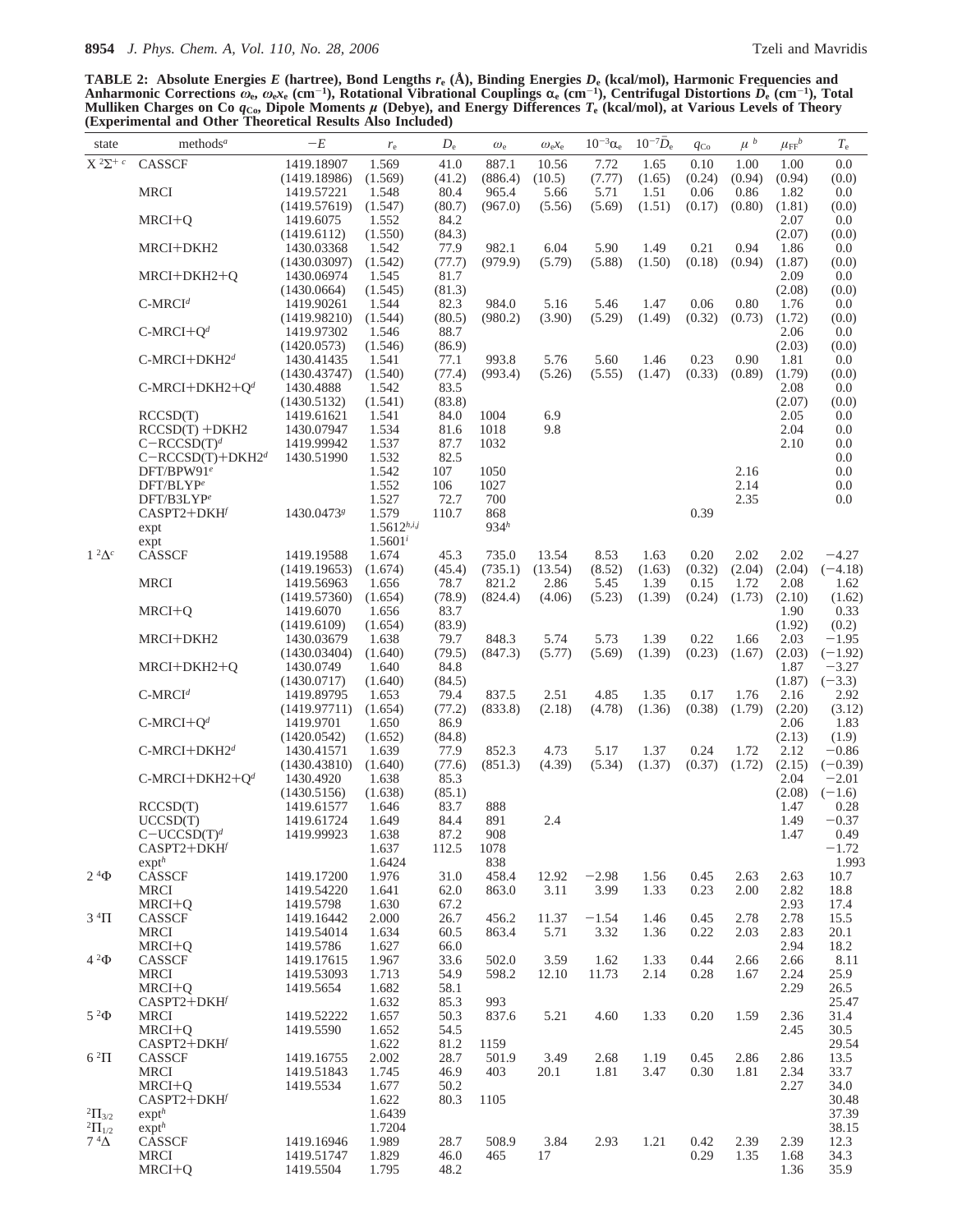**TABLE 2: Absolute Energies $E$ (hartree), Bond Lengths $r_e$ (Å), Binding Energies $D_e$ (kcal/mol), Harmonic Frequencies and Anharmonic Corrections $\omega_e$, $\omega_e x_e$ (cm$^{-1}$), Rotational Vibrational Couplings $\alpha_e$ (cm$^{-1}$), Centrifugal Distortions $\bar{D}_e$ (cm$^{-1}$), Total Mulliken Charges on Co $q_{Co}$, Dipole Moments $\mu$ (Debye), and Energy Differences $T_e$ (kcal/mol), at Various Levels of Theory (Experimental and Other Theoretical Results Also Included)**

| state | methods[a] | $-E$ | $r_e$ | $D_e$ | $\omega_e$ | $\omega_e x_e$ | $10^{-3}\alpha_e$ | $10^{-7}\bar{D}_e$ | $q_{Co}$ | $\mu$ [b] | $\mu_{FF}$[b] | $T_e$ |
|---|---|---|---|---|---|---|---|---|---|---|---|---|
| X $^2\Sigma^+$ [c] | CASSCF | 1419.18907 | 1.569 | 41.0 | 887.1 | 10.56 | 7.72 | 1.65 | 0.10 | 1.00 | 1.00 | 0.0 |
| | | (1419.18986) | (1.569) | (41.2) | (886.4) | (10.5) | (7.77) | (1.65) | (0.24) | (0.94) | (0.94) | (0.0) |
| | MRCI | 1419.57221 | 1.548 | 80.4 | 965.4 | 5.66 | 5.71 | 1.51 | 0.06 | 0.86 | 1.82 | 0.0 |
| | | (1419.57619) | (1.547) | (80.7) | (967.0) | (5.56) | (5.69) | (1.51) | (0.17) | (0.80) | (1.81) | (0.0) |
| | MRCI+Q | 1419.6075 | 1.552 | 84.2 | | | | | | | 2.07 | 0.0 |
| | | (1419.6112) | (1.550) | (84.3) | | | | | | | (2.07) | (0.0) |
| | MRCI+DKH2 | 1430.03368 | 1.542 | 77.9 | 982.1 | 6.04 | 5.90 | 1.49 | 0.21 | 0.94 | 1.86 | 0.0 |
| | | (1430.03097) | (1.542) | (77.7) | (979.9) | (5.79) | (5.88) | (1.50) | (0.18) | (0.94) | (1.87) | (0.0) |
| | MRCI+DKH2+Q | 1430.06974 | 1.545 | 81.7 | | | | | | | 2.09 | 0.0 |
| | | (1430.0664) | (1.545) | (81.3) | | | | | | | (2.08) | (0.0) |
| | C-MRCI[d] | 1419.90261 | 1.544 | 82.3 | 984.0 | 5.16 | 5.46 | 1.47 | 0.06 | 0.80 | 1.76 | 0.0 |
| | | (1419.98210) | (1.544) | (80.5) | (980.2) | (3.90) | (5.29) | (1.49) | (0.32) | (0.73) | (1.72) | (0.0) |
| | C-MRCI+Q[d] | 1419.97302 | 1.546 | 88.7 | | | | | | | 2.06 | 0.0 |
| | | (1420.0573) | (1.546) | (86.9) | | | | | | | (2.03) | (0.0) |
| | C-MRCI+DKH2[d] | 1430.41435 | 1.541 | 77.1 | 993.8 | 5.76 | 5.60 | 1.46 | 0.23 | 0.90 | 1.81 | 0.0 |
| | | (1430.43747) | (1.540) | (77.4) | (993.4) | (5.26) | (5.55) | (1.47) | (0.33) | (0.89) | (1.79) | (0.0) |
| | C-MRCI+DKH2+Q[d] | 1430.4888 | 1.542 | 83.5 | | | | | | | 2.08 | 0.0 |
| | | (1430.5132) | (1.541) | (83.8) | | | | | | | (2.07) | (0.0) |
| | RCCSD(T) | 1419.61621 | 1.541 | 84.0 | 1004 | 6.9 | | | | | 2.05 | 0.0 |
| | RCCSD(T) +DKH2 | 1430.07947 | 1.534 | 81.6 | 1018 | 9.8 | | | | | 2.04 | 0.0 |
| | C−RCCSD(T)[d] | 1419.99942 | 1.537 | 87.7 | 1032 | | | | | | 2.10 | 0.0 |
| | C−RCCSD(T)+DKH2[d] | 1430.51990 | 1.532 | 82.5 | | | | | | | | 0.0 |
| | DFT/BPW91[e] | | 1.542 | 107 | 1050 | | | | | 2.16 | | 0.0 |
| | DFT/BLYP[e] | | 1.552 | 106 | 1027 | | | | | 2.14 | | 0.0 |
| | DFT/B3LYP[e] | | 1.527 | 72.7 | 700 | | | | | 2.35 | | 0.0 |
| | CASPT2+DKH[f] | 1430.0473[g] | 1.579 | 110.7 | 868 | | | | 0.39 | | | |
| | expt | | 1.5612[h,i,j] | | 934[h] | | | | | | | |
| | expt | | 1.5601[i] | | | | | | | | | |
| 1 $^2\Delta$[c] | CASSCF | 1419.19588 | 1.674 | 45.3 | 735.0 | 13.54 | 8.53 | 1.63 | 0.20 | 2.02 | 2.02 | −4.27 |
| | | (1419.19653) | (1.674) | (45.4) | (735.1) | (13.54) | (8.52) | (1.63) | (0.32) | (2.04) | (2.04) | (−4.18) |
| | MRCI | 1419.56963 | 1.656 | 78.7 | 821.2 | 2.86 | 5.45 | 1.39 | 0.15 | 1.72 | 2.08 | 1.62 |
| | | (1419.57360) | (1.654) | (78.9) | (824.4) | (4.06) | (5.23) | (1.39) | (0.24) | (1.73) | (2.10) | (1.62) |
| | MRCI+Q | 1419.6070 | 1.656 | 83.7 | | | | | | | 1.90 | 0.33 |
| | | (1419.6109) | (1.654) | (83.9) | | | | | | | (1.92) | (0.2) |
| | MRCI+DKH2 | 1430.03679 | 1.638 | 79.7 | 848.3 | 5.74 | 5.73 | 1.39 | 0.22 | 1.66 | 2.03 | −1.95 |
| | | (1430.03404) | (1.640) | (79.5) | (847.3) | (5.77) | (5.69) | (1.39) | (0.23) | (1.67) | (2.03) | (−1.92) |
| | MRCI+DKH2+Q | 1430.0749 | 1.640 | 84.8 | | | | | | | 1.87 | −3.27 |
| | | (1430.0717) | (1.640) | (84.5) | | | | | | | (1.87) | (−3.3) |
| | C-MRCI[d] | 1419.89795 | 1.653 | 79.4 | 837.5 | 2.51 | 4.85 | 1.35 | 0.17 | 1.76 | 2.16 | 2.92 |
| | | (1419.97711) | (1.654) | (77.2) | (833.8) | (2.18) | (4.78) | (1.36) | (0.38) | (1.79) | (2.20) | (3.12) |
| | C-MRCI+Q[d] | 1419.9701 | 1.650 | 86.9 | | | | | | | 2.06 | 1.83 |
| | | (1420.0542) | (1.652) | (84.8) | | | | | | | (2.13) | (1.9) |
| | C-MRCI+DKH2[d] | 1430.41571 | 1.639 | 77.9 | 852.3 | 4.73 | 5.17 | 1.37 | 0.24 | 1.72 | 2.12 | −0.86 |
| | | (1430.43810) | (1.640) | (77.6) | (851.3) | (4.39) | (5.34) | (1.37) | (0.37) | (1.72) | (2.15) | (−0.39) |
| | C-MRCI+DKH2+Q[d] | 1430.4920 | 1.638 | 85.3 | | | | | | | 2.04 | −2.01 |
| | | (1430.5156) | (1.638) | (85.1) | | | | | | | (2.08) | (−1.6) |
| | RCCSD(T) | 1419.61577 | 1.646 | 83.7 | 888 | | | | | | 1.47 | 0.28 |
| | UCCSD(T) | 1419.61724 | 1.649 | 84.4 | 891 | 2.4 | | | | | 1.49 | −0.37 |
| | C−UCCSD(T)[d] | 1419.99923 | 1.638 | 87.2 | 908 | | | | | | 1.47 | 0.49 |
| | CASPT2+DKH[f] | | 1.637 | 112.5 | 1078 | | | | | | | −1.72 |
| | expt[h] | | 1.6424 | | 838 | | | | | | | 1.993 |
| 2 $^4\Phi$ | CASSCF | 1419.17200 | 1.976 | 31.0 | 458.4 | 12.92 | −2.98 | 1.56 | 0.45 | 2.63 | 2.63 | 10.7 |
| | MRCI | 1419.54220 | 1.641 | 62.0 | 863.0 | 3.11 | 3.99 | 1.33 | 0.23 | 2.00 | 2.82 | 18.8 |
| | MRCI+Q | 1419.5798 | 1.630 | 67.2 | | | | | | | 2.93 | 17.4 |
| 3 $^4\Pi$ | CASSCF | 1419.16442 | 2.000 | 26.7 | 456.2 | 11.37 | −1.54 | 1.46 | 0.45 | 2.78 | 2.78 | 15.5 |
| | MRCI | 1419.54014 | 1.634 | 60.5 | 863.4 | 5.71 | 3.32 | 1.36 | 0.22 | 2.03 | 2.83 | 20.1 |
| | MRCI+Q | 1419.5786 | 1.627 | 66.0 | | | | | | | 2.94 | 18.2 |
| 4 $^2\Phi$ | CASSCF | 1419.17615 | 1.967 | 33.6 | 502.0 | 3.59 | 1.62 | 1.33 | 0.44 | 2.66 | 2.66 | 8.11 |
| | MRCI | 1419.53093 | 1.713 | 54.9 | 598.2 | 12.10 | 11.73 | 2.14 | 0.28 | 1.67 | 2.24 | 25.9 |
| | MRCI+Q | 1419.5654 | 1.682 | 58.1 | | | | | | | 2.29 | 26.5 |
| | CASPT2+DKH[f] | | 1.632 | 85.3 | 993 | | | | | | | 25.47 |
| 5 $^2\Phi$ | MRCI | 1419.52222 | 1.657 | 50.3 | 837.6 | 5.21 | 4.60 | 1.33 | 0.20 | 1.59 | 2.36 | 31.4 |
| | MRCI+Q | 1419.5590 | 1.652 | 54.5 | | | | | | | 2.45 | 30.5 |
| | CASPT2+DKH[f] | | 1.622 | 81.2 | 1159 | | | | | | | 29.54 |
| 6 $^2\Pi$ | CASSCF | 1419.16755 | 2.002 | 28.7 | 501.9 | 3.49 | 2.68 | 1.19 | 0.45 | 2.86 | 2.86 | 13.5 |
| | MRCI | 1419.51843 | 1.745 | 46.9 | 403 | 20.1 | 1.81 | 3.47 | 0.30 | 1.81 | 2.34 | 33.7 |
| | MRCI+Q | 1419.5534 | 1.677 | 50.2 | | | | | | | 2.27 | 34.0 |
| | CASPT2+DKH[f] | | 1.622 | 80.3 | 1105 | | | | | | | 30.48 |
| $^2\Pi_{3/2}$ | expt[h] | | 1.6439 | | | | | | | | | 37.39 |
| $^2\Pi_{1/2}$ | expt[h] | | 1.7204 | | | | | | | | | 38.15 |
| 7 $^4\Delta$ | CASSCF | 1419.16946 | 1.989 | 28.7 | 508.9 | 3.84 | 2.93 | 1.21 | 0.42 | 2.39 | 2.39 | 12.3 |
| | MRCI | 1419.51747 | 1.829 | 46.0 | 465 | 17 | | | 0.29 | 1.35 | 1.68 | 34.3 |
| | MRCI+Q | 1419.5504 | 1.795 | 48.2 | | | | | | | 1.36 | 35.9 |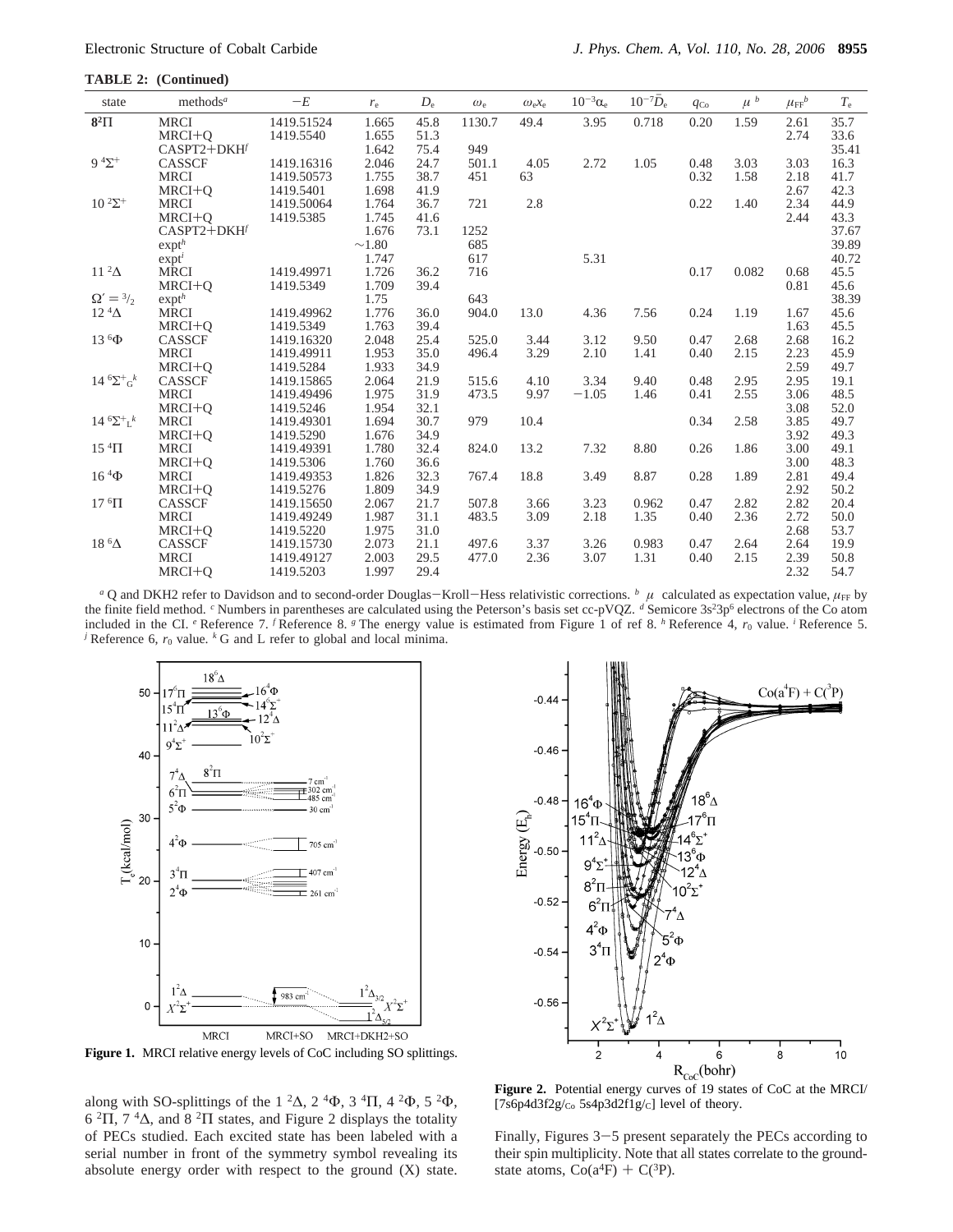**TABLE 2: (Continued)**

| state | methods[a] | −E | $r_e$ | $D_e$ | $\omega_e$ | $\omega_e x_e$ | $10^{-3}\alpha_e$ | $10^{-7}\bar{D}_e$ | $q_{Co}$ | $\mu$ [b] | $\mu_{FF}$[b] | $T_e$ |
|---|---|---|---|---|---|---|---|---|---|---|---|---|
| **8²Π** | MRCI | 1419.51524 | 1.665 | 45.8 | 1130.7 | 49.4 | 3.95 | 0.718 | 0.20 | 1.59 | 2.61 | 35.7 |
| | MRCI+Q | 1419.5540 | 1.655 | 51.3 | | | | | | | 2.74 | 33.6 |
| | CASPT2+DKH[f] | | 1.642 | 75.4 | 949 | | | | | | | 35.41 |
| 9 $^4\Sigma^+$ | CASSCF | 1419.16316 | 2.046 | 24.7 | 501.1 | 4.05 | 2.72 | 1.05 | 0.48 | 3.03 | 3.03 | 16.3 |
| | MRCI | 1419.50573 | 1.755 | 38.7 | 451 | 63 | | | 0.32 | 1.58 | 2.18 | 41.7 |
| | MRCI+Q | 1419.5401 | 1.698 | 41.9 | | | | | | | 2.67 | 42.3 |
| 10 $^2\Sigma^+$ | MRCI | 1419.50064 | 1.764 | 36.7 | 721 | 2.8 | | | 0.22 | 1.40 | 2.34 | 44.9 |
| | MRCI+Q | 1419.5385 | 1.745 | 41.6 | | | | | | | 2.44 | 43.3 |
| | CASPT2+DKH[f] | | 1.676 | 73.1 | 1252 | | | | | | | 37.67 |
| | expt[h] | | ∼1.80 | | 685 | | | | | | | 39.89 |
| | expt[i] | | 1.747 | | 617 | | 5.31 | | | | | 40.72 |
| 11 $^2\Delta$ | MRCI | 1419.49971 | 1.726 | 36.2 | 716 | | | | 0.17 | 0.082 | 0.68 | 45.5 |
| | MRCI+Q | 1419.5349 | 1.709 | 39.4 | | | | | | | 0.81 | 45.6 |
| $\Omega' = {}^3/_2$ | expt[h] | | 1.75 | | 643 | | | | | | | 38.39 |
| 12 $^4\Delta$ | MRCI | 1419.49962 | 1.776 | 36.0 | 904.0 | 13.0 | 4.36 | 7.56 | 0.24 | 1.19 | 1.67 | 45.6 |
| | MRCI+Q | 1419.5349 | 1.763 | 39.4 | | | | | | | 1.63 | 45.5 |
| 13 $^6\Phi$ | CASSCF | 1419.16320 | 2.048 | 25.4 | 525.0 | 3.44 | 3.12 | 9.50 | 0.47 | 2.68 | 2.68 | 16.2 |
| | MRCI | 1419.49911 | 1.953 | 35.0 | 496.4 | 3.29 | 2.10 | 1.41 | 0.40 | 2.15 | 2.23 | 45.9 |
| | MRCI+Q | 1419.5284 | 1.933 | 34.9 | | | | | | | 2.59 | 49.7 |
| 14 $^6\Sigma^+{}_G$[k] | CASSCF | 1419.15865 | 2.064 | 21.9 | 515.6 | 4.10 | 3.34 | 9.40 | 0.48 | 2.95 | 2.95 | 19.1 |
| | MRCI | 1419.49496 | 1.975 | 31.9 | 473.5 | 9.97 | −1.05 | 1.46 | 0.41 | 2.55 | 3.06 | 48.5 |
| | MRCI+Q | 1419.5246 | 1.954 | 32.1 | | | | | | | 3.08 | 52.0 |
| 14 $^6\Sigma^+{}_L$[k] | MRCI | 1419.49301 | 1.694 | 30.7 | 979 | 10.4 | | | 0.34 | 2.58 | 3.85 | 49.7 |
| | MRCI+Q | 1419.5290 | 1.676 | 34.9 | | | | | | | 3.92 | 49.3 |
| 15 $^4\Pi$ | MRCI | 1419.49391 | 1.780 | 32.4 | 824.0 | 13.2 | 7.32 | 8.80 | 0.26 | 1.86 | 3.00 | 49.1 |
| | MRCI+Q | 1419.5306 | 1.760 | 36.6 | | | | | | | 3.00 | 48.3 |
| 16 $^4\Phi$ | MRCI | 1419.49353 | 1.826 | 32.3 | 767.4 | 18.8 | 3.49 | 8.87 | 0.28 | 1.89 | 2.81 | 49.4 |
| | MRCI+Q | 1419.5276 | 1.809 | 34.9 | | | | | | | 2.92 | 50.2 |
| 17 $^6\Pi$ | CASSCF | 1419.15650 | 2.067 | 21.7 | 507.8 | 3.66 | 3.23 | 0.962 | 0.47 | 2.82 | 2.82 | 20.4 |
| | MRCI | 1419.49249 | 1.987 | 31.1 | 483.5 | 3.09 | 2.18 | 1.35 | 0.40 | 2.36 | 2.72 | 50.0 |
| | MRCI+Q | 1419.5220 | 1.975 | 31.0 | | | | | | | 2.68 | 53.7 |
| 18 $^6\Delta$ | CASSCF | 1419.15730 | 2.073 | 21.1 | 497.6 | 3.37 | 3.26 | 0.983 | 0.47 | 2.64 | 2.64 | 19.9 |
| | MRCI | 1419.49127 | 2.003 | 29.5 | 477.0 | 2.36 | 3.07 | 1.31 | 0.40 | 2.15 | 2.39 | 50.8 |
| | MRCI+Q | 1419.5203 | 1.997 | 29.4 | | | | | | | 2.32 | 54.7 |

[a] Q and DKH2 refer to Davidson and to second-order Douglas−Kroll−Hess relativistic corrections. [b] $\mu$ calculated as expectation value, $\mu_{FF}$ by the finite field method. [c] Numbers in parentheses are calculated using the Peterson's basis set cc-pVQZ. [d] Semicore $3s^2 3p^6$ electrons of the Co atom included in the CI. [e] Reference 7. [f] Reference 8. [g] The energy value is estimated from Figure 1 of ref 8. [h] Reference 4, $r_0$ value. [i] Reference 5. [j] Reference 6, $r_0$ value. [k] G and L refer to global and local minima.

**Figure 1.** MRCI relative energy levels of CoC including SO splittings.

**Figure 2.** Potential energy curves of 19 states of CoC at the MRCI/[7s6p4d3f2g/$_{Co}$ 5s4p3d2f1g/$_C$] level of theory.

along with SO-splittings of the 1 $^2\Delta$, 2 $^4\Phi$, 3 $^4\Pi$, 4 $^2\Phi$, 5 $^2\Phi$, 6 $^2\Pi$, 7 $^4\Delta$, and 8 $^2\Pi$ states, and Figure 2 displays the totality of PECs studied. Each excited state has been labeled with a serial number in front of the symmetry symbol revealing its absolute energy order with respect to the ground (X) state. Finally, Figures 3−5 present separately the PECs according to their spin multiplicity. Note that all states correlate to the ground-state atoms, Co($a^4F$) + C($^3P$).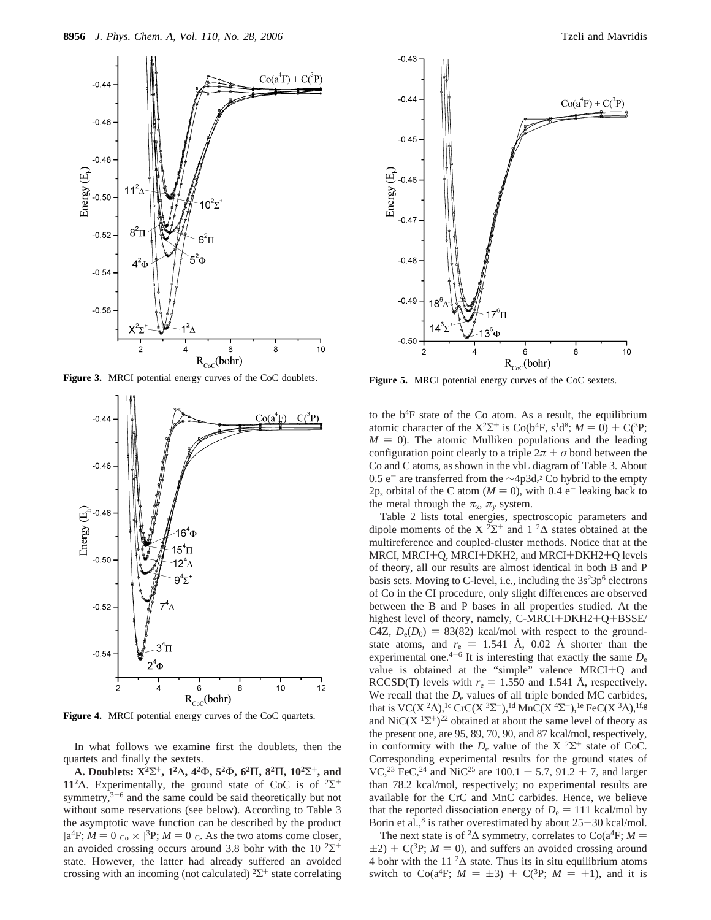**Figure 3.** MRCI potential energy curves of the CoC doublets.

**Figure 4.** MRCI potential energy curves of the CoC quartets.

**Figure 5.** MRCI potential energy curves of the CoC sextets.

In what follows we examine first the doublets, then the quartets and finally the sextets.

**A. Doublets: $X^2\Sigma^+$, $1^2\Delta$, $4^2\Phi$, $5^2\Phi$, $6^2\Pi$, $8^2\Pi$, $10^2\Sigma^+$, and $11^2\Delta$.** Experimentally, the ground state of CoC is of $^2\Sigma^+$ symmetry,[3-6] and the same could be said theoretically but not without some reservations (see below). According to Table 3 the asymptotic wave function can be described by the product $|a^4F; M = 0\rangle_{Co} \times |^3P; M = 0\rangle_C$. As the two atoms come closer, an avoided crossing occurs around 3.8 bohr with the 10 $^2\Sigma^+$ state. However, the latter had already suffered an avoided crossing with an incoming (not calculated) $^2\Sigma^+$ state correlating to the $b^4F$ state of the Co atom. As a result, the equilibrium atomic character of the $X^2\Sigma^+$ is Co($b^4F$, $s^1d^8$; $M = 0$) + C($^3P$; $M = 0$). The atomic Mulliken populations and the leading configuration point clearly to a triple $2\pi + \sigma$ bond between the Co and C atoms, as shown in the vbL diagram of Table 3. About 0.5 $e^-$ are transferred from the $\sim 4p3d_{z^2}$ Co hybrid to the empty $2p_z$ orbital of the C atom ($M = 0$), with 0.4 $e^-$ leaking back to the metal through the $\pi_x$, $\pi_y$ system.

Table 2 lists total energies, spectroscopic parameters and dipole moments of the X $^2\Sigma^+$ and 1 $^2\Delta$ states obtained at the multireference and coupled-cluster methods. Notice that at the MRCI, MRCI+Q, MRCI+DKH2, and MRCI+DKH2+Q levels of theory, all our results are almost identical in both B and P basis sets. Moving to C-level, i.e., including the $3s^23p^6$ electrons of Co in the CI procedure, only slight differences are observed between the B and P bases in all properties studied. At the highest level of theory, namely, C-MRCI+DKH2+Q+BSSE/C4Z, $D_e(D_0)$ = 83(82) kcal/mol with respect to the ground-state atoms, and $r_e$ = 1.541 Å, 0.02 Å shorter than the experimental one.[4-6] It is interesting that exactly the same $D_e$ value is obtained at the "simple" valence MRCI+Q and RCCSD(T) levels with $r_e$ = 1.550 and 1.541 Å, respectively. We recall that the $D_e$ values of all triple bonded MC carbides, that is VC(X $^2\Delta$),[1c] CrC(X $^3\Sigma^-$),[1d] MnC(X $^4\Sigma^-$),[1e] FeC(X $^3\Delta$),[1f,g] and NiC(X $^1\Sigma^+$)[22] obtained at about the same level of theory as the present one, are 95, 89, 70, 90, and 87 kcal/mol, respectively, in conformity with the $D_e$ value of the X $^2\Sigma^+$ state of CoC. Corresponding experimental results for the ground states of VC,[23] FeC,[24] and NiC[25] are 100.1 ± 5.7, 91.2 ± 7, and larger than 78.2 kcal/mol, respectively; no experimental results are available for the CrC and MnC carbides. Hence, we believe that the reported dissociation energy of $D_e$ = 111 kcal/mol by Borin et al.,[8] is rather overestimated by about 25−30 kcal/mol.

The next state is of $^2\Delta$ symmetry, correlates to Co($a^4F$; $M = \pm 2$) + C($^3P$; $M = 0$), and suffers an avoided crossing around 4 bohr with the 11 $^2\Delta$ state. Thus its in situ equilibrium atoms switch to Co($a^4F$; $M = \pm 3$) + C($^3P$; $M = \mp 1$), and it is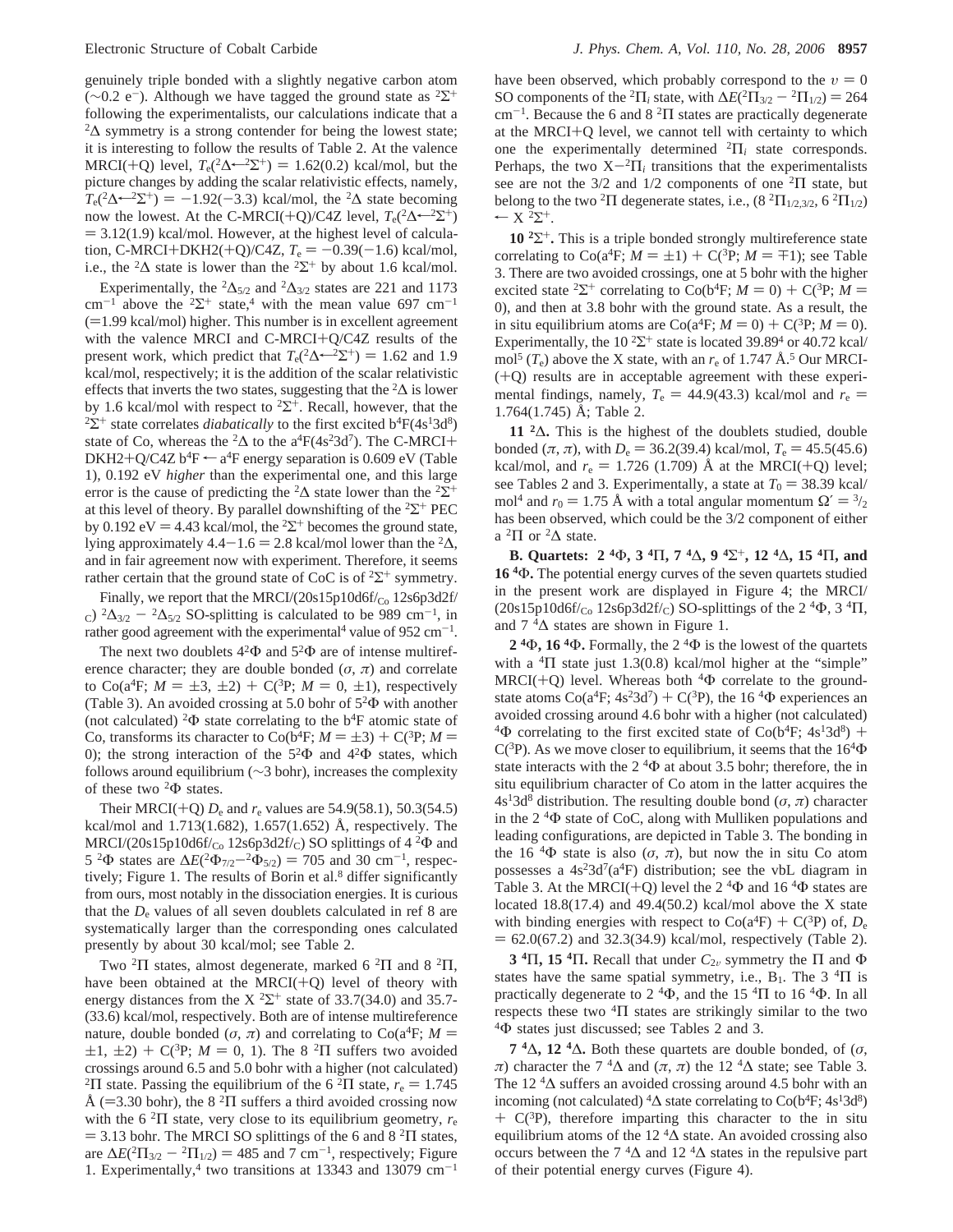genuinely triple bonded with a slightly negative carbon atom (~0.2 e$^-$). Although we have tagged the ground state as $^2\Sigma^+$ following the experimentalists, our calculations indicate that a $^2\Delta$ symmetry is a strong contender for being the lowest state; it is interesting to follow the results of Table 2. At the valence MRCI(+Q) level, $T_e(^2\Delta \leftarrow ^2\Sigma^+) = 1.62(0.2)$ kcal/mol, but the picture changes by adding the scalar relativistic effects, namely, $T_e(^2\Delta \leftarrow ^2\Sigma^+) = -1.92(-3.3)$ kcal/mol, the $^2\Delta$ state becoming now the lowest. At the C-MRCI(+Q)/C4Z level, $T_e(^2\Delta \leftarrow ^2\Sigma^+) = 3.12(1.9)$ kcal/mol. However, at the highest level of calculation, C-MRCI+DKH2(+Q)/C4Z, $T_e = -0.39(-1.6)$ kcal/mol, i.e., the $^2\Delta$ state is lower than the $^2\Sigma^+$ by about 1.6 kcal/mol.

Experimentally, the $^2\Delta_{5/2}$ and $^2\Delta_{3/2}$ states are 221 and 1173 cm$^{-1}$ above the $^2\Sigma^+$ state,[4] with the mean value 697 cm$^{-1}$ (=1.99 kcal/mol) higher. This number is in excellent agreement with the valence MRCI and C-MRCI+Q/C4Z results of the present work, which predict that $T_e(^2\Delta \leftarrow ^2\Sigma^+) = 1.62$ and 1.9 kcal/mol, respectively; it is the addition of the scalar relativistic effects that inverts the two states, suggesting that the $^2\Delta$ is lower by 1.6 kcal/mol with respect to $^2\Sigma^+$. Recall, however, that the $^2\Sigma^+$ state correlates *diabatically* to the first excited b$^4$F(4s$^1$3d$^8$) state of Co, whereas the $^2\Delta$ to the a$^4$F(4s$^2$3d$^7$). The C-MRCI+DKH2+Q/C4Z b$^4$F ← a$^4$F energy separation is 0.609 eV (Table 1), 0.192 eV *higher* than the experimental one, and this large error is the cause of predicting the $^2\Delta$ state lower than the $^2\Sigma^+$ at this level of theory. By parallel downshifting of the $^2\Sigma^+$ PEC by 0.192 eV = 4.43 kcal/mol, the $^2\Sigma^+$ becomes the ground state, lying approximately 4.4−1.6 = 2.8 kcal/mol lower than the $^2\Delta$, and in fair agreement now with experiment. Therefore, it seems rather certain that the ground state of CoC is of $^2\Sigma^+$ symmetry.

Finally, we report that the MRCI/(20s15p10d6f/$_{\rm Co}$ 12s6p3d2f/$_{\rm C}$) $^2\Delta_{3/2} - {}^2\Delta_{5/2}$ SO-splitting is calculated to be 989 cm$^{-1}$, in rather good agreement with the experimental[4] value of 952 cm$^{-1}$.

The next two doublets 4$^2\Phi$ and 5$^2\Phi$ are of intense multireference character; they are double bonded ($\sigma$, $\pi$) and correlate to Co(a$^4$F; $M = \pm3, \pm2$) + C($^3$P; $M = 0, \pm1$), respectively (Table 3). An avoided crossing at 5.0 bohr of 5$^2\Phi$ with another (not calculated) $^2\Phi$ state correlating to the b$^4$F atomic state of Co, transforms its character to Co(b$^4$F; $M = \pm3$) + C($^3$P; $M = 0$); the strong interaction of the 5$^2\Phi$ and 4$^2\Phi$ states, which follows around equilibrium (~3 bohr), increases the complexity of these two $^2\Phi$ states.

Their MRCI(+Q) $D_e$ and $r_e$ values are 54.9(58.1), 50.3(54.5) kcal/mol and 1.713(1.682), 1.657(1.652) Å, respectively. The MRCI/(20s15p10d6f/$_{\rm Co}$ 12s6p3d2f/$_{\rm C}$) SO splittings of 4 $^2\Phi$ and 5 $^2\Phi$ states are $\Delta E(^2\Phi_{7/2} - {}^2\Phi_{5/2}) = 705$ and 30 cm$^{-1}$, respectively; Figure 1. The results of Borin et al.[8] differ significantly from ours, most notably in the dissociation energies. It is curious that the $D_e$ values of all seven doublets calculated in ref 8 are systematically larger than the corresponding ones calculated presently by about 30 kcal/mol; see Table 2.

Two $^2\Pi$ states, almost degenerate, marked 6 $^2\Pi$ and 8 $^2\Pi$, have been obtained at the MRCI(+Q) level of theory with energy distances from the X $^2\Sigma^+$ state of 33.7(34.0) and 35.7-(33.6) kcal/mol, respectively. Both are of intense multireference nature, double bonded ($\sigma$, $\pi$) and correlating to Co(a$^4$F; $M = \pm1, \pm2$) + C($^3$P; $M = 0, 1$). The 8 $^2\Pi$ suffers two avoided crossings around 6.5 and 5.0 bohr with a higher (not calculated) $^2\Pi$ state. Passing the equilibrium of the 6 $^2\Pi$ state, $r_e = 1.745$ Å (=3.30 bohr), the 8 $^2\Pi$ suffers a third avoided crossing now with the 6 $^2\Pi$ state, very close to its equilibrium geometry, $r_e = 3.13$ bohr. The MRCI SO splittings of the 6 and 8 $^2\Pi$ states, are $\Delta E(^2\Pi_{3/2} - {}^2\Pi_{1/2}) = 485$ and 7 cm$^{-1}$, respectively; Figure 1. Experimentally,[4] two transitions at 13343 and 13079 cm$^{-1}$ have been observed, which probably correspond to the $v = 0$ SO components of the $^2\Pi_i$ state, with $\Delta E(^2\Pi_{3/2} - {}^2\Pi_{1/2}) = 264$ cm$^{-1}$. Because the 6 and 8 $^2\Pi$ states are practically degenerate at the MRCI+Q level, we cannot tell with certainty to which one the experimentally determined $^2\Pi_i$ state corresponds. Perhaps, the two X−$^2\Pi_i$ transitions that the experimentalists see are not the 3/2 and 1/2 components of one $^2\Pi$ state, but belong to the two $^2\Pi$ degenerate states, i.e., (8 $^2\Pi_{1/2,3/2}$, 6 $^2\Pi_{1/2}$) ← X $^2\Sigma^+$.

**10 $^2\Sigma^+$.** This is a triple bonded strongly multireference state correlating to Co(a$^4$F; $M = \pm1$) + C($^3$P; $M = \mp1$); see Table 3. There are two avoided crossings, one at 5 bohr with the higher excited state $^2\Sigma^+$ correlating to Co(b$^4$F; $M = 0$) + C($^3$P; $M = 0$), and then at 3.8 bohr with the ground state. As a result, the in situ equilibrium atoms are Co(a$^4$F; $M = 0$) + C($^3$P; $M = 0$). Experimentally, the 10 $^2\Sigma^+$ state is located 39.89[4] or 40.72 kcal/mol[5] ($T_e$) above the X state, with an $r_e$ of 1.747 Å.[5] Our MRCI(+Q) results are in acceptable agreement with these experimental findings, namely, $T_e = 44.9(43.3)$ kcal/mol and $r_e = 1.764(1.745)$ Å; Table 2.

**11 $^2\Delta$.** This is the highest of the doublets studied, double bonded ($\pi$, $\pi$), with $D_e = 36.2(39.4)$ kcal/mol, $T_e = 45.5(45.6)$ kcal/mol, and $r_e = 1.726$ (1.709) Å at the MRCI(+Q) level; see Tables 2 and 3. Experimentally, a state at $T_0 = 38.39$ kcal/mol[4] and $r_0 = 1.75$ Å with a total angular momentum $\Omega' = {}^3/_2$ has been observed, which could be the 3/2 component of either a $^2\Pi$ or $^2\Delta$ state.

**B. Quartets: 2 $^4\Phi$, 3 $^4\Pi$, 7 $^4\Delta$, 9 $^4\Sigma^+$, 12 $^4\Delta$, 15 $^4\Pi$, and 16 $^4\Phi$.** The potential energy curves of the seven quartets studied in the present work are displayed in Figure 4; the MRCI/(20s15p10d6f/$_{\rm Co}$ 12s6p3d2f/$_{\rm C}$) SO-splittings of the 2 $^4\Phi$, 3 $^4\Pi$, and 7 $^4\Delta$ states are shown in Figure 1.

**2 $^4\Phi$, 16 $^4\Phi$.** Formally, the 2 $^4\Phi$ is the lowest of the quartets with a $^4\Pi$ state just 1.3(0.8) kcal/mol higher at the "simple" MRCI(+Q) level. Whereas both $^4\Phi$ correlate to the ground-state atoms Co(a$^4$F; 4s$^2$3d$^7$) + C($^3$P), the 16 $^4\Phi$ experiences an avoided crossing around 4.6 bohr with a higher (not calculated) $^4\Phi$ correlating to the first excited state of Co(b$^4$F; 4s$^1$3d$^8$) + C($^3$P). As we move closer to equilibrium, it seems that the 16$^4\Phi$ state interacts with the 2 $^4\Phi$ at about 3.5 bohr; therefore, the in situ equilibrium character of Co atom in the latter acquires the 4s$^1$3d$^8$ distribution. The resulting double bond ($\sigma$, $\pi$) character in the 2 $^4\Phi$ state of CoC, along with Mulliken populations and leading configurations, are depicted in Table 3. The bonding in the 16 $^4\Phi$ state is also ($\sigma$, $\pi$), but now the in situ Co atom possesses a 4s$^2$3d$^7$(a$^4$F) distribution; see the vbL diagram in Table 3. At the MRCI(+Q) level the 2 $^4\Phi$ and 16 $^4\Phi$ states are located 18.8(17.4) and 49.4(50.2) kcal/mol above the X state with binding energies with respect to Co(a$^4$F) + C($^3$P) of, $D_e = 62.0(67.2)$ and 32.3(34.9) kcal/mol, respectively (Table 2).

**3 $^4\Pi$, 15 $^4\Pi$.** Recall that under $C_{2v}$ symmetry the $\Pi$ and $\Phi$ states have the same spatial symmetry, i.e., B$_1$. The 3 $^4\Pi$ is practically degenerate to 2 $^4\Phi$, and the 15 $^4\Pi$ to 16 $^4\Phi$. In all respects these two $^4\Pi$ states are strikingly similar to the two $^4\Phi$ states just discussed; see Tables 2 and 3.

**7 $^4\Delta$, 12 $^4\Delta$.** Both these quartets are double bonded, of ($\sigma$, $\pi$) character the 7 $^4\Delta$ and ($\pi$, $\pi$) the 12 $^4\Delta$ state; see Table 3. The 12 $^4\Delta$ suffers an avoided crossing around 4.5 bohr with an incoming (not calculated) $^4\Delta$ state correlating to Co(b$^4$F; 4s$^1$3d$^8$) + C($^3$P), therefore imparting this character to the in situ equilibrium atoms of the 12 $^4\Delta$ state. An avoided crossing also occurs between the 7 $^4\Delta$ and 12 $^4\Delta$ states in the repulsive part of their potential energy curves (Figure 4).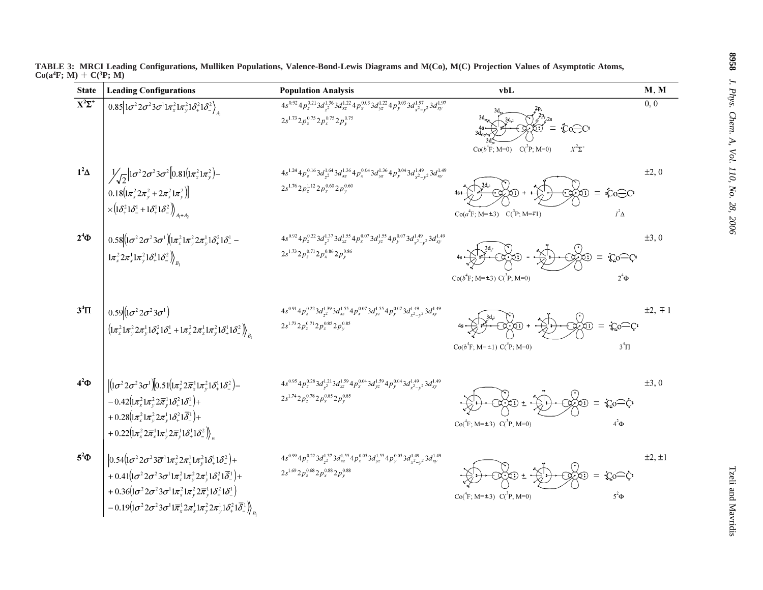TABLE 3: MRCI Leading Configurations, Mulliken Populations, Valence-Bond-Lewis Diagrams and M(Co), M(C) Projection Values of Asymptotic Atoms, Co(a$^4$F; M) + C($^3$P; M)

| State | Leading Configurations | Population Analysis | vbL | M, M |
|---|---|---|---|---|
| $X^2\Sigma^+$ | $0.85\vert 1\sigma^2 2\sigma^2 3\sigma^1 1\pi_x^2 1\pi_y^2 1\delta_+^2 1\delta_-^2\rangle_{A_1}$ | $4s^{0.92}4p_z^{0.21}3d_{z^2}^{1.36}3d_{xz}^{1.22}4p_x^{0.03}3d_{yz}^{1.22}4p_y^{0.03}3d_{x^2-y^2}^{1.97}3d_{xy}^{1.97}$ $2s^{1.73}2p_z^{0.75}2p_x^{0.75}2p_y^{0.75}$ | Co($b^4$F; M=0) C($^3$P; M=0) $X^2\Sigma^+$ | 0, 0 |
| $1^2\Delta$ | $\frac{1}{\sqrt{2}}\vert 1\sigma^2 2\sigma^2 3\sigma^2 [0.81(1\pi_x^2 1\pi_y^2) - 0.18(1\pi_x^2 2\pi_y^2 + 2\pi_x^2 1\pi_y^2)] \times (1\delta_+^2 1\delta_-^1 + 1\delta_+^1 1\delta_-^2)\rangle_{A_1+A_2}$ | $4s^{1.24}4p_z^{0.16}3d_{z^2}^{1.64}3d_{xz}^{1.36}4p_x^{0.04}3d_{yz}^{1.36}4p_y^{0.04}3d_{x^2-y^2}^{1.49}3d_{xy}^{1.49}$ $2s^{1.76}2p_z^{1.12}2p_x^{0.60}2p_y^{0.60}$ | Co($a^4$F; M=±3) C($^3$P; M=∓1) $1^2\Delta$ | ±2, 0 |
| $2^4\Phi$ | $0.58\vert(1\sigma^2 2\sigma^2 3\sigma^1)(1\pi_x^2 1\pi_y^2 2\pi_y^1 1\delta_+^2 1\delta_-^1 - 1\pi_x^2 2\pi_x^1 1\pi_y^2 1\delta_+^1 1\delta_-^2)\rangle_{B_1}$ | $4s^{0.92}4p_z^{0.22}3d_{z^2}^{1.37}3d_{xz}^{1.55}4p_x^{0.07}3d_{yz}^{1.55}4p_y^{0.07}3d_{x^2-y^2}^{1.49}3d_{xy}^{1.49}$ $2s^{1.73}2p_z^{0.71}2p_x^{0.86}2p_y^{0.86}$ | Co($b^4$F; M=±3) C($^3$P; M=0) $2^4\Phi$ | ±3, 0 |
| $3^4\Pi$ | $0.59\vert(1\sigma^2 2\sigma^2 3\sigma^1)(1\pi_x^2 1\pi_y^2 2\pi_y^1 1\delta_+^2 1\delta_-^1 + 1\pi_x^2 2\pi_x^1 1\pi_y^2 1\delta_+^1 1\delta_-^2)\rangle_{B_1}$ | $4s^{0.91}4p_z^{0.22}3d_{z^2}^{1.39}3d_{xz}^{1.55}4p_x^{0.07}3d_{yz}^{1.55}4p_y^{0.07}3d_{x^2-y^2}^{1.49}3d_{xy}^{1.49}$ $2s^{1.73}2p_z^{0.71}2p_x^{0.85}2p_y^{0.85}$ | Co($b^4$F; M=±1) C($^3$P; M=0) $3^4\Pi$ | ±2, ∓1 |
| $4^2\Phi$ | $\vert(1\sigma^2 2\sigma^2 3\sigma^1)[0.51(1\pi_x^2 2\bar{\pi}_x^1 1\pi_y^2 1\delta_+^1 1\delta_-^2) - 0.42(1\pi_x^2 1\pi_y^2 2\bar{\pi}_y^1 1\delta_+^2 1\delta_-^1) + 0.28(1\pi_x^2 1\pi_y^2 2\pi_y^1 1\delta_+^2 1\bar{\delta}_-^1) + 0.22(1\pi_x^2 2\bar{\pi}_x^1 1\pi_y^1 2\bar{\pi}_y^1 1\delta_+^1 1\delta_-^2)\rangle_{B_1}$ | $4s^{0.95}4p_z^{0.28}3d_{z^2}^{1.21}3d_{xz}^{1.59}4p_x^{0.04}3d_{yz}^{1.59}4p_y^{0.04}3d_{x^2-y^2}^{1.49}3d_{xy}^{1.49}$ $2s^{1.74}2p_z^{0.78}2p_x^{0.85}2p_y^{0.85}$ | Co($^4$F; M=±3) C($^3$P; M=0) $4^2\Phi$ | ±3, 0 |
| $5^2\Phi$ | $\vert 0.54(1\sigma^2 2\sigma^2 3\bar{\sigma}^1 1\pi_x^2 2\pi_x^1 1\pi_y^2 1\delta_+^1 1\delta_-^2) + 0.41(1\sigma^2 2\sigma^2 3\sigma^1 1\pi_x^2 1\pi_y^2 2\pi_y^1 1\delta_+^2 1\bar{\delta}_-^1) + 0.36(1\sigma^2 2\sigma^2 3\sigma^1 1\pi_x^2 1\pi_y^2 2\bar{\pi}_y^1 1\delta_+^2 1\delta_-^1) - 0.19(1\sigma^2 2\sigma^2 3\sigma^1 1\bar{\pi}_x^1 2\pi_x^1 1\pi_y^2 2\pi_y^1 1\delta_+^2 1\bar{\delta}_-^1)\rangle_{B_1}$ | $4s^{0.99}4p_z^{0.22}3d_{z^2}^{1.37}3d_{xz}^{1.55}4p_x^{0.05}3d_{yz}^{1.55}4p_y^{0.05}3d_{x^2-y^2}^{1.49}3d_{xy}^{1.49}$ $2s^{1.69}2p_z^{0.68}2p_x^{0.88}2p_y^{0.88}$ | Co($^4$F; M=±3) C($^3$P; M=0) $5^2\Phi$ | ±2, ±1 |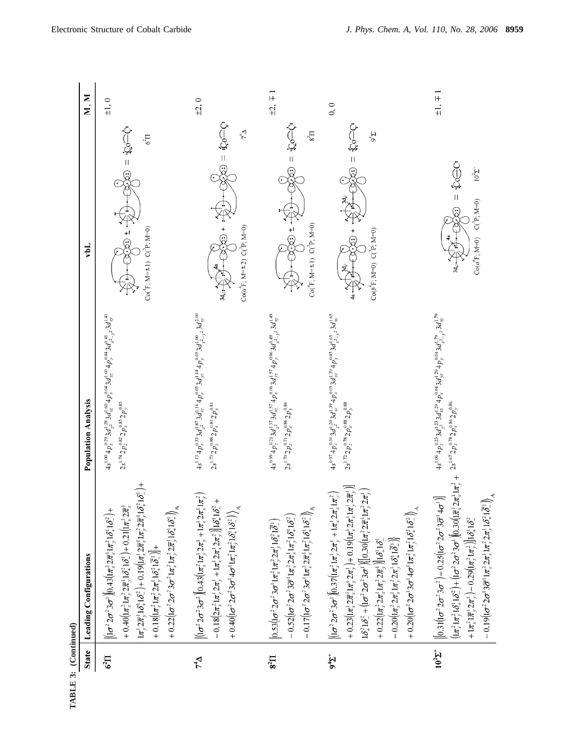TABLE 3: (Continued)

| State | Leading Configurations | Population Analysis | vbL | M, M |
|---|---|---|---|---|
| $6^2\Pi$ | $\lvert(1\sigma^2 2\sigma^2 3\sigma^1)[0.43(1\pi_x^2 2\bar{\pi}_x^1 1\pi_y^2 1\delta_+^1 1\delta_-^2) + 0.40(1\pi_x^1 1\pi_y^2 2\bar{\pi}_y^1 1\delta_+^2 1\delta_-^1) + 0.21(1\pi_x^2 2\bar{\pi}_x^1 1\pi_y^1 2\bar{\pi}_y^1 1\delta_+^1 1\delta_-^2) + 0.19(1\pi_x^1 2\bar{\pi}_x^1 1\pi_y^2 2\bar{\pi}_y^1 1\delta_+^2 1\delta_-^1) + 0.18(1\pi_x^2 1\pi_y^2 2\pi_y^1 1\delta_+^2 1\bar{\delta}_-^1)] + 0.22(1\sigma^2 2\sigma^2 3\sigma^2 1\pi_x^2 1\pi_y^2 2\bar{\pi}_y^1 1\delta_+^1 1\delta_-^1)\rangle_{B_1}$ | $4s^{1.00} 4p_z^{0.29} 3d_{z^2}^{1.28} 3d_{xz}^{1.60} 4p_x^{0.04} 3d_{yz}^{1.60} 4p_y^{0.04} 3d_{x^2-y^2}^{1.41} 3d_{xy}^{1.41}$ $2s^{1.74} 2p_z^{0.82} 2p_x^{0.85} 2p_y^{0.85}$ | Co($^4$F; M=±1) C($^3$P; M=0) $6^2\Pi$ | ±1, 0 |
| $7^4\Delta$ | $\lvert(1\sigma^2 2\sigma^2 3\sigma^2)[0.43(1\pi_x^2 1\pi_y^1 2\pi_y^1 + 1\pi_x^1 2\pi_x^1 1\pi_y^2) - 0.18(2\pi_x^1 1\pi_y^1 2\pi_y^1 + 1\pi_x^1 2\pi_x^1 2\pi_y^1)]1\delta_+^1 1\delta_-^2 + 0.40(1\sigma^2 2\sigma^2 3\sigma^1 4\sigma^1 1\pi_x^2 1\pi_y^2 1\delta_+^1 1\delta_-^2)\rangle_{A_1}$ | $4s^{1.13} 4p_z^{0.33} 3d_{z^2}^{1.87} 3d_{xz}^{1.14} 4p_x^{0.05} 3d_{yz}^{1.14} 4p_y^{0.05} 3d_{x^2-y^2}^{1.00} 3d_{xy}^{2.00}$ $2s^{1.73} 2p_z^{0.88} 2p_x^{0.81} 2p_y^{0.81}$ | Co($a^4$F; M=±2) C($^3$P; M=0) $7^4\Delta$ | ±2, 0 |
| $8^2\Pi$ | $\lvert 0.53(1\sigma^2 2\sigma^2 3\sigma^1 1\pi_x^2 1\pi_y^2 2\pi_y^1 1\delta_+^2 1\bar{\delta}_-^1) - 0.52(1\sigma^2 2\sigma^2 3\bar{\sigma}^1 1\pi_x^2 2\pi_x^1 1\pi_y^1 1\delta_+^1 1\delta_-^2) - 0.17(1\sigma^2 2\sigma^2 3\sigma^1 1\pi_x^2 2\bar{\pi}_x^1 1\pi_y^2 1\delta_+^1 1\delta_-^2)\rangle_{B_1}$ | $4s^{0.99} 4p_z^{0.21} 3d_{z^2}^{1.37} 3d_{xz}^{1.57} 4p_x^{0.06} 3d_{yz}^{1.57} 4p_y^{0.06} 3d_{x^2-y^2}^{1.49} 3d_{xy}^{1.49}$ $2s^{1.70} 2p_z^{0.71} 2p_x^{0.86} 2p_y^{0.86}$ | Co($^4$F; M=±1) C($^3$P; M=0) $8^2\Pi$ | ±2, ∓1 |
| $9^4\Sigma^+$ | $\lvert(1\sigma^2 2\sigma^2 3\sigma^1)[0.37(1\pi_x^2 1\pi_y^1 2\pi_y^1 + 1\pi_x^1 2\pi_x^1 1\pi_y^2) + 0.23(1\pi_x^1 2\bar{\pi}_x^1 1\pi_y^1 2\pi_y^1) + 0.19(1\pi_x^1 2\pi_x^1 1\pi_y^1 2\bar{\pi}_y^1)] 1\delta_+^2 1\delta_-^2 + (1\sigma^2 2\sigma^2 3\sigma^1)[0.30(1\pi_x^2 2\bar{\pi}_x^1 1\pi_y^2 2\pi_y) + 0.22(1\pi_x^2 2\pi_x^1 1\pi_y^2 2\bar{\pi}_y^1)]1\delta_+^1 1\delta_-^1 - 0.20(1\pi_x^2 2\pi_x^1 1\pi_y^2 2\pi_y^1 1\delta_+^1 1\bar{\delta}_-^1)\} + 0.20(1\sigma^2 2\sigma^2 3\sigma^1 4\sigma^1 1\pi_x^2 1\pi_y^2 1\delta_+^2 1\delta_-^2)\rangle_{A_1}$ | $4s^{0.97} 4p_z^{0.30} 3d_{z^2}^{1.20} 3d_{xz}^{1.39} 4p_x^{0.05} 3d_{yz}^{1.39} 4p_y^{0.05} 3d_{x^2-y^2}^{1.65} 3d_{xy}^{1.65}$ $2s^{1.72} 2p_z^{0.78} 2p_x^{0.88} 2p_y^{0.88}$ | Co($b^4$F; M=0) C($^3$P; M=0) $9^4\Sigma^+$ | 0, 0 |
| $10^2\Sigma^+$ | $\lvert[0.31(1\sigma^2 2\sigma^2 3\sigma^2) - 0.25(1\sigma^2 2\sigma^2 3\bar{\sigma}^1 4\sigma^1)] (1\pi_x^2 1\pi_y^2 1\delta_+^1 1\delta_-^2) + (1\sigma^2 2\sigma^2 3\sigma^1)[0.30(1\bar{\pi}_x^1 2\pi_x^1 1\pi_y^2 + 1\pi_x^2 1\bar{\pi}_y^1 2\pi_y^1) - 0.29(1\pi_x^2 1\pi_y^2)]1\delta_+^1 1\delta_-^2 - 0.19(1\sigma^2 2\sigma^2 3\bar{\sigma}^1 1\pi_x^2 2\pi_x^1 1\pi_y^2 2\pi_y^1 1\delta_+^2 1\bar{\delta}_-^1)\rangle_{A_1}$ | $4s^{1.06} 4p_z^{0.23} 3d_{z^2}^{1.23} 3d_{xz}^{1.29} 4p_x^{0.04} 3d_{yz}^{1.29} 4p_y^{0.04} 3d_{x^2-y^2}^{1.79} 3d_{xy}^{1.79}$ $2s^{1.67} 2p_z^{0.78} 2p_x^{0.86} 2p_y^{0.86}$ | Co($a^4$F; M=0) C($^3$P; M=0) $10^2\Sigma^+$ | ±1, ∓1 |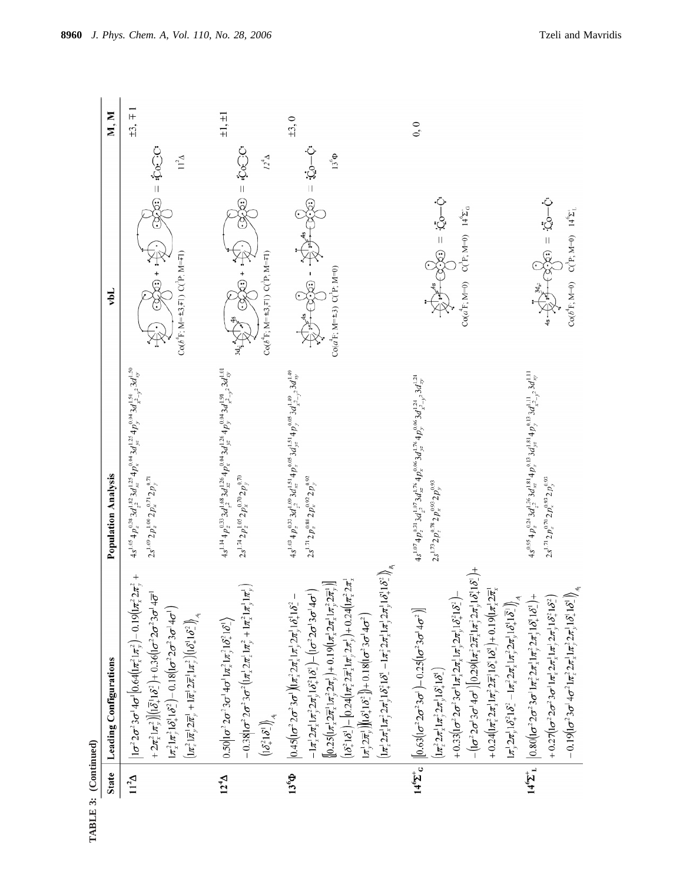**TABLE 3: (Continued)**

| State | Leading Configurations | Population Analysis | vbL | M, M |
|---|---|---|---|---|
| $11^2\Delta$ | $\|1\sigma^2 2\sigma^2 3\sigma^1 4\sigma^1 [0.64(1\pi_x^2 1\pi_y^2) - 0.19(1\pi_x^2 2\pi_y^2 + 2\pi_x^2 1\pi_y^2)](1\bar{\delta}_+ 1\delta_-^2) + 0.36(1\sigma^2 2\sigma^2 3\sigma^1 4\bar{\sigma}^1 1\pi_x^2 1\pi_y^2 1\delta_+^1 1\delta_-^2) - 0.18(1\sigma^2 2\sigma^2 3\sigma^1 4\sigma^1)(1\pi_x^2 1\bar{\pi}_x^1 2\bar{\pi}_y^1 + 1\bar{\pi}_x^1 2\bar{\pi}_x^1 1\pi_y^2)(1\delta_+^1 1\delta_-^2)\|_{A_1}$ | $4s^{1.05}4p_z^{0.38}3d_{z^2}^{1.82}3d_{xz}^{1.25}4p_x^{0.04}3d_{yz}^{1.25}4p_y^{0.04}3d_{x^2-y^2}^{1.50}3d_{xy}^{1.50}$ $2s^{1.69}2p_z^{1.06}2p_x^{0.71}2p_y^{0.71}$ | Co($b^4$F; M=±3,∓1) C($^3$P; M=∓1) | ±3, ∓1 |
| $12^4\Delta$ | $0.50\|1\sigma^2 2\sigma^2 3\sigma^1 4\sigma^1 1\pi_x^2 1\pi_y^2 1\delta_+^2 1\delta_-^1\rangle - 0.38\|1\sigma^2 2\sigma^2 3\sigma^2(1\pi_x^2 2\pi_x^1 1\pi_y^2 + 1\pi_x^2 1\pi_y^1 1\pi_y^1)(1\delta_+^2 1\delta_-^1)\rangle_{A_1}$ | $4s^{1.14}4p_z^{0.33}3d_{z^2}^{1.68}3d_{xz}^{1.26}4p_x^{0.04}3d_{yz}^{1.26}4p_y^{0.04}3d_{x^2-y^2}^{1.98}3d_{xy}^{1.01}$ $2s^{1.74}2p_z^{1.05}2p_x^{0.70}2p_y^{0.70}$ | Co($b^4$F; M=±3,∓1) C($^3$P; M=∓1) | ±1, ±1 |
| $13^6\Phi$ | $\|0.45(1\sigma^2 2\sigma^2 3\sigma^1)(1\pi_x^2 2\pi_x^1 1\pi_y^1 2\pi_y^1 1\delta_+^1 1\delta_-^2 - 1\pi_x^1 2\pi_x^1 1\pi_y^2 2\pi_y^1 1\delta_+^2 1\delta_-^1) - (1\sigma^2 2\sigma^1 3\sigma^1 4\sigma^1)\{[0.25(1\pi_x^1 2\bar{\pi}_x^1 1\pi_y^2 2\pi_y^1) + 0.19(1\pi_x^2 2\pi_x^1 1\pi_y^2 2\pi_y^1)](1\delta_+^2 1\delta_-^1) - [0.24(1\pi_x^2 2\pi_x^1 1\pi_y^1 2\pi_y^1) + 0.24(1\pi_x^2 2\pi_x^1 1\pi_y^1 2\bar{\pi}_y^1)](1\delta_+^1 1\delta_-^2)\} + 0.18(1\sigma^2 3\sigma^1 4\sigma^2)(1\pi_x^1 2\pi_x^1 1\pi_y^1 2\pi_y^1 1\delta_+^2 1\delta_-^1 - 1\pi_x^1 2\pi_x^1 1\pi_y^1 2\pi_y^1 1\delta_+^1 1\delta_-^2)\rangle_{B_1}$ | $4s^{1.03}4p_z^{0.32}3d_{z^2}^{1.09}3d_{xz}^{1.51}4p_x^{0.05}3d_{yz}^{1.51}4p_y^{0.05}3d_{x^2-y^2}^{1.49}3d_{xy}^{1.49}$ $2s^{1.71}2p_z^{0.80}2p_x^{0.92}2p_y^{0.92}$ | Co($a^4$F; M=±3) C($^3$P, M=0) | ±3, 0 |
| $14^6\Sigma^+_G$ | $\|[0.63(1\sigma^2 2\sigma^2 3\sigma^1) - 0.25(1\sigma^2 3\sigma^1 4\sigma^2)](1\pi_x^2 2\pi_x^1 1\pi_y^2 2\pi_y^1 1\delta_+^1 1\delta_-^1) + 0.33(1\sigma^2 2\sigma^2 3\sigma^1 1\pi_x^1 2\pi_x^1 1\pi_y^1 2\pi_y^1 1\delta_+^2 1\delta_-^2) - (1\sigma^2 2\sigma^1 3\sigma^1 4\sigma^1)[0.29(1\pi_x^2 2\bar{\pi}_x^1 1\pi_y^2 2\pi_y^1 1\delta_+^1 1\delta_-^1) + 0.24(1\pi_x^2 2\pi_x^1 1\pi_y^2 2\bar{\pi}_y^1 1\delta_+^1 1\delta_-^1) + 0.19(1\pi_x^1 2\bar{\pi}_x^1 1\pi_y^1 2\pi_y^1 1\delta_+^2 1\delta_-^2 - 1\pi_x^2 2\pi_x^1 1\pi_y^2 2\pi_y^1 1\delta_+^1 1\bar{\delta}_-^1)]\rangle_{A_1}$ | $4s^{1.07}4p_z^{0.31}3d_{z^2}^{1.07}3d_{xz}^{1.76}4p_x^{0.06}3d_{yz}^{1.76}4p_y^{0.06}3d_{x^2-y^2}^{1.24}3d_{xy}^{1.24}$ $2s^{1.73}2p_z^{0.78}2p_x^{0.93}2p_y^{0.93}$ | Co($a^4$F; M=0) C($^3$P, M=0) $14^6\Sigma^+_G$ | 0, 0 |
| $14^6\Sigma^+_L$ | $\|0.80(1\sigma^2 2\sigma^2 3\sigma^1 1\pi_x^2 2\pi_x^1 1\pi_y^2 2\pi_y^1 1\delta_+^1 1\delta_-^1) + 0.27(1\sigma^2 2\sigma^2 3\sigma^1 1\pi_x^1 2\pi_x^1 1\pi_y^1 2\pi_y^1 1\delta_+^2 1\delta_-^2) - 0.19(1\sigma^2 3\sigma^1 4\sigma^2 1\pi_x^2 2\pi_x^1 1\pi_y^2 2\pi_y^1 1\delta_+^1 1\delta_-^1)\rangle_{A_1}$ | $4s^{0.95}4p_z^{0.24}3d_{z^2}^{1.26}3d_{xz}^{1.81}4p_x^{0.13}3d_{yz}^{1.81}4p_y^{0.13}3d_{x^2-y^2}^{1.11}3d_{xy}^{1.11}$ $2s^{1.71}2p_z^{0.70}2p_x^{0.93}2p_y^{0.93}$ | Co($b^4$F; M=0) C($^3$P, M=0) $14^6\Sigma^+_L$ | |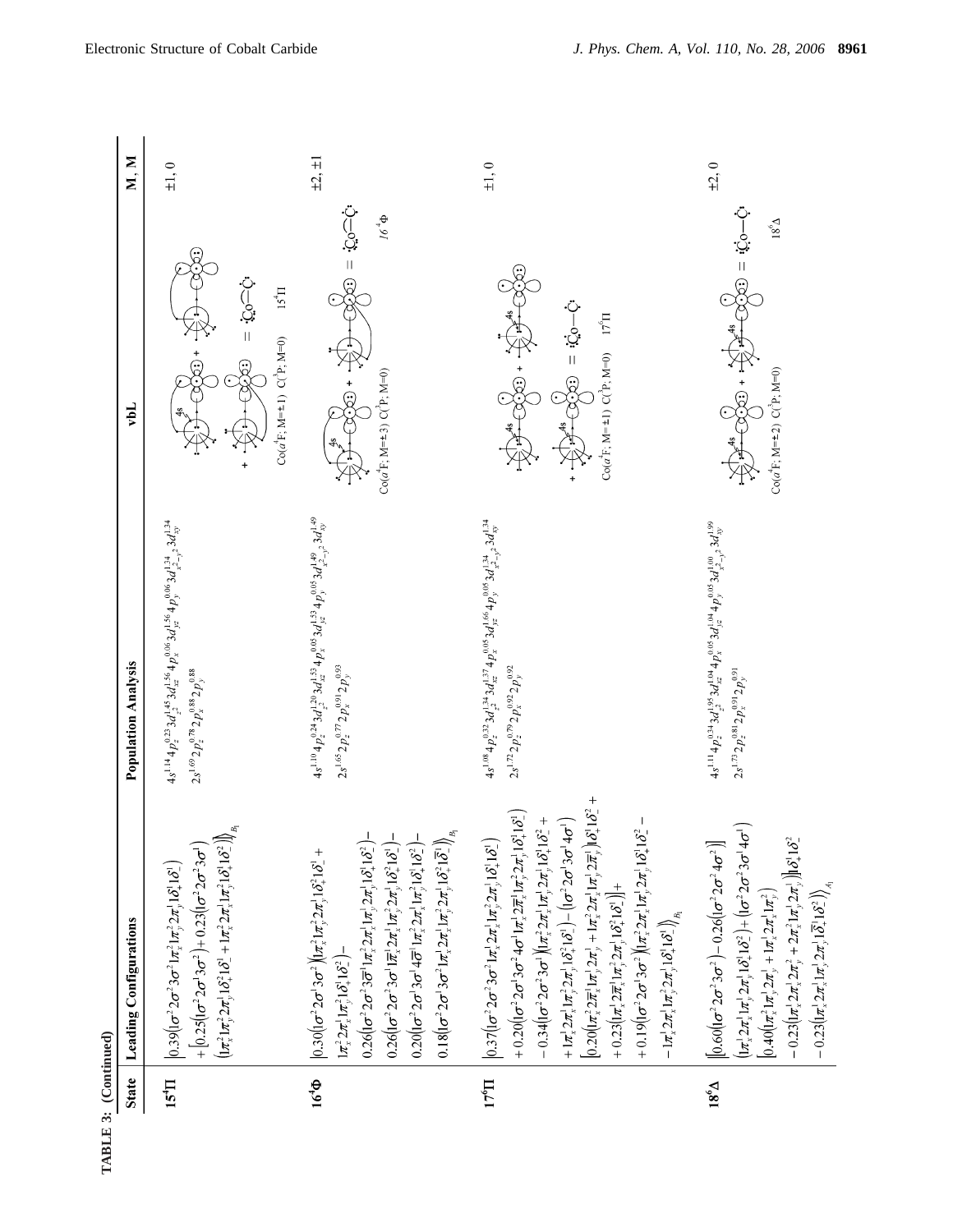TABLE 3: (Continued)

| State | Leading Configurations | Population Analysis | vbL | M, M |
|---|---|---|---|---|
| $15^4\Pi$ | $\|0.39(\sigma^2 2\sigma^2 3\sigma^2 1\pi_x^2 1\pi_y^2 2\pi_x^1 1\delta_+^1 1\delta_-^1) + [0.25(\sigma^2 2\sigma^2 3\sigma^2) + 0.23(\sigma^2 2\sigma^2 3\sigma^1)] (1\pi_x^2 1\pi_y^2 2\pi_x^1 1\delta_+^2 1\delta_-^1 + 1\pi_x^2 2\pi_x^1 1\pi_y^1 1\delta_+^1 1\delta_-^2)\rangle_{B_1}$ | $4s^{1.14} 4p_z^{0.23} 3d_{z^2}^{1.45} 3d_{xz}^{1.56} 3d_{yz}^{1.56} 4p_x^{0.06} 4p_y^{0.06} 3d_{x^2-y^2}^{1.34} 3d_{xy}^{1.34}$ $2s^{1.69} 2p_z^{0.78} 2p_x^{0.88} 2p_y^{0.88}$ | Co($a^4$F; M=±1) C($^3$P; M=0) $15^4\Pi$ | ±1, 0 |
| $16^4\Phi$ | $\|0.30(\sigma^2 2\sigma^2 3\sigma^2)(1\pi_x^2 1\pi_y^2 2\pi_x^1 1\delta_+^2 1\delta_-^1 + 1\pi_x^2 2\pi_x^1 1\pi_y^2 1\delta_+^1 1\delta_-^2) - 0.26(\sigma^2 2\sigma^2 3\bar{\sigma}^1 1\pi_x^2 2\pi_x^1 1\pi_y^1 2\pi_y^1 1\delta_+^1 1\delta_-^2) - 0.26(\sigma^2 2\sigma^2 3\sigma^1 1\bar{\pi}_x^1 2\pi_x^1 1\pi_y^2 2\pi_y^1 1\delta_+^2 1\delta_-^1) - 0.20(\sigma^2 2\sigma^2 3\sigma^1 4\bar{\sigma}^1 1\pi_x^2 2\pi_x^1 1\pi_y^2 1\delta_+^2 1\delta_-^1) - 0.18(\sigma^2 2\sigma^2 3\sigma^2 1\pi_x^2 1\pi_y^2 2\pi_x^1 1\delta_+^2 1\bar{\delta}_-^1)\rangle_{B_1}$ | $4s^{1.10} 4p_z^{0.24} 3d_{z^2}^{1.20} 3d_{xz}^{1.53} 3d_{yz}^{1.53} 4p_x^{0.05} 4p_y^{0.05} 3d_{x^2-y^2}^{1.49} 3d_{xy}^{1.49}$ $2s^{1.65} 2p_z^{0.77} 2p_x^{0.91} 2p_y^{0.93}$ | Co($a^4$F; M=±3) C($^3$P; M=0) $16^4\Phi$ | ±2, ±1 |
| $17^6\Pi$ | $\|0.37(\sigma^2 2\sigma^2 3\sigma^2 1\pi_x^1 2\pi_x^1 1\pi_y^2 2\pi_y^1 1\delta_+^1 1\delta_-^1) + 0.20(\sigma^2 2\sigma^2 3\sigma^2 4\sigma^1 1\pi_x^1 2\bar{\pi}_x^1 1\pi_y^2 2\pi_y^1 1\delta_+^1 1\delta_-^1) - 0.34(\sigma^2 2\sigma^2 3\sigma^1)(1\pi_x^2 2\pi_x^1 1\pi_y^1 2\pi_y^1 1\delta_+^1 1\delta_-^2 + 1\pi_x^1 2\pi_x^1 1\pi_y^2 2\pi_y^1 1\delta_+^2 1\delta_-^1) - (\sigma^2 2\sigma^2 3\sigma^1 4\sigma^1) [0.20(1\pi_x^2 2\bar{\pi}_x^1 1\pi_y^1 2\pi_y^1 + 1\pi_x^2 2\pi_x^1 1\pi_y^1 2\bar{\pi}_y^1)] 1\delta_+^1 1\delta_-^2 + 0.23(1\pi_x^1 2\bar{\pi}_x^1 1\pi_y^2 2\pi_y^1 1\delta_+^2 1\delta_-^1)] + 0.19(\sigma^2 2\sigma^2 3\sigma^2)(1\pi_x^2 2\pi_x^1 1\pi_y^1 2\pi_y^1 1\delta_+^1 1\delta_-^2 - 1\pi_x^1 2\pi_x^1 1\pi_y^2 2\pi_y^1 1\delta_+^1 1\delta_-^1)\rangle_{B_1}$ | $4s^{1.08} 4p_z^{0.32} 3d_{z^2}^{1.34} 3d_{xz}^{1.37} 3d_{yz}^{1.66} 4p_x^{0.05} 4p_y^{0.05} 3d_{x^2-y^2}^{1.34} 3d_{xy}^{1.34}$ $2s^{1.72} 2p_z^{0.79} 2p_x^{0.92} 2p_y^{0.92}$ | Co($a^4$F; M=±1) C($^3$P; M=0) $17^6\Pi$ | ±1, 0 |
| $18^6\Delta$ | $\|[0.60(\sigma^2 2\sigma^2 3\sigma^2) - 0.26(\sigma^2 2\sigma^2 4\sigma^2)] (1\pi_x^1 2\pi_x^1 1\pi_y^1 2\pi_y^1 1\delta_+^1 1\delta_-^2) + (\sigma^2 2\sigma^2 3\sigma^1 4\sigma^1) [0.40(1\pi_x^2 1\pi_y^1 2\pi_y^1 + 1\pi_x^1 2\pi_x^1 1\pi_y^2) - 0.23(1\pi_x^1 2\pi_x^1 2\pi_y^2 + 2\pi_x^2 1\pi_y^1 2\pi_y^1)] 1\delta_+^1 1\delta_-^2 - 0.23(1\pi_x^1 2\pi_x^1 1\pi_y^1 2\pi_y^1 1\bar{\delta}_+^1 1\delta_-^2)\rangle_{A_1}$ | $4s^{1.11} 4p_z^{0.34} 3d_{z^2}^{1.95} 3d_{xz}^{1.04} 3d_{yz}^{1.04} 4p_x^{0.05} 4p_y^{0.05} 3d_{x^2-y^2}^{1.00} 3d_{xy}^{1.99}$ $2s^{1.73} 2p_z^{0.81} 2p_x^{0.91} 2p_y^{0.91}$ | Co($a^4$F; M=±2) C($^3$P; M=0) $18^6\Delta$ | ±2, 0 |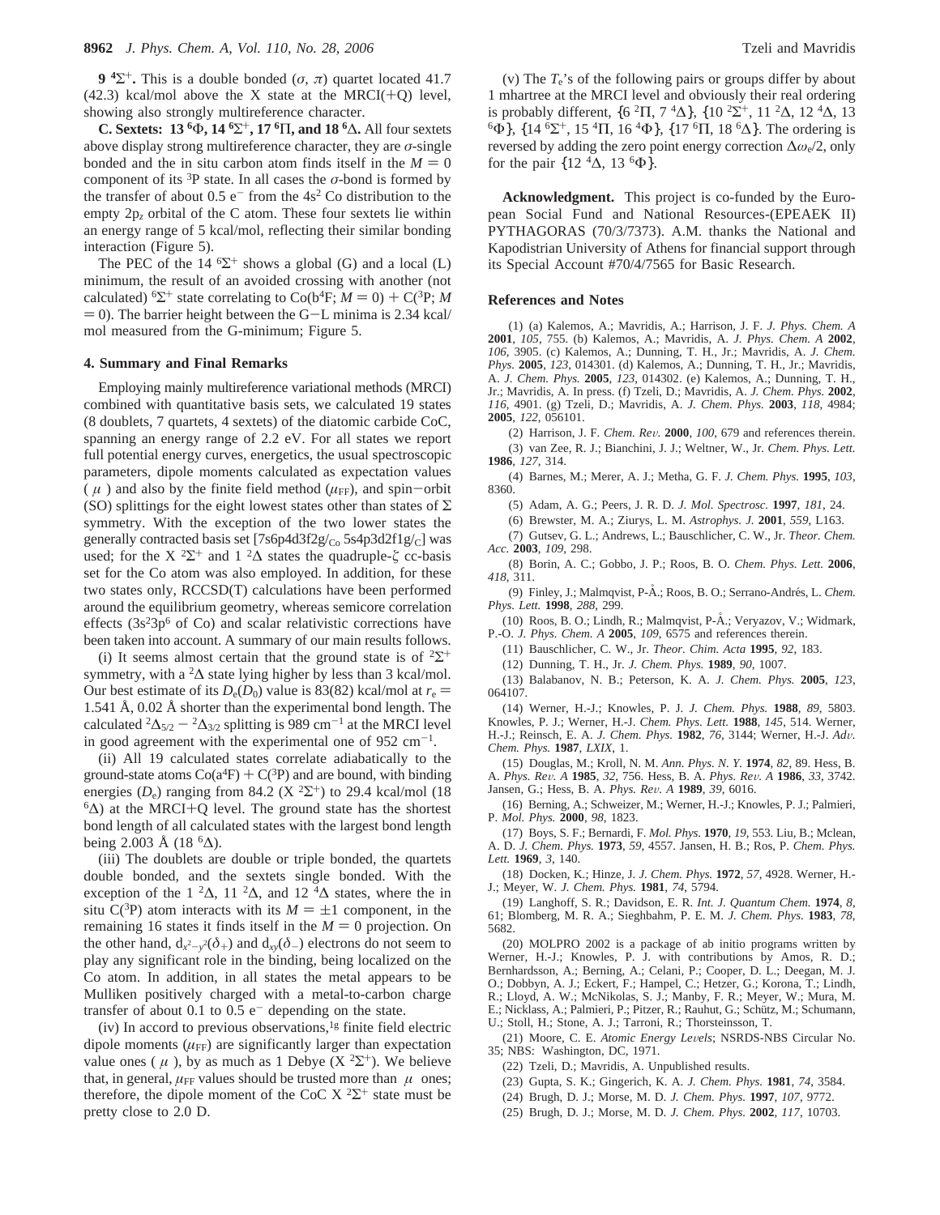**9 $^4\Sigma^+$.** This is a double bonded ($\sigma$, $\pi$) quartet located 41.7 (42.3) kcal/mol above the X state at the MRCI(+Q) level, showing also strongly multireference character.

**C. Sextets: 13 $^6\Phi$, 14 $^6\Sigma^+$, 17 $^6\Pi$, and 18 $^6\Delta$.** All four sextets above display strong multireference character, they are $\sigma$-single bonded and the in situ carbon atom finds itself in the $M = 0$ component of its $^3$P state. In all cases the $\sigma$-bond is formed by the transfer of about 0.5 e$^-$ from the 4s$^2$ Co distribution to the empty 2p$_z$ orbital of the C atom. These four sextets lie within an energy range of 5 kcal/mol, reflecting their similar bonding interaction (Figure 5).

The PEC of the 14 $^6\Sigma^+$ shows a global (G) and a local (L) minimum, the result of an avoided crossing with another (not calculated) $^6\Sigma^+$ state correlating to Co(b$^4$F; $M = 0$) + C($^3$P; $M = 0$). The barrier height between the G−L minima is 2.34 kcal/mol measured from the G-minimum; Figure 5.

## 4. Summary and Final Remarks

Employing mainly multireference variational methods (MRCI) combined with quantitative basis sets, we calculated 19 states (8 doublets, 7 quartets, 4 sextets) of the diatomic carbide CoC, spanning an energy range of 2.2 eV. For all states we report full potential energy curves, energetics, the usual spectroscopic parameters, dipole moments calculated as expectation values ($\langle\mu\rangle$) and also by the finite field method ($\mu_{FF}$), and spin−orbit (SO) splittings for the eight lowest states other than states of $\Sigma$ symmetry. With the exception of the two lower states the generally contracted basis set [7s6p4d3f2g/$_{Co}$ 5s4p3d2f1g/$_C$] was used; for the X $^2\Sigma^+$ and 1 $^2\Delta$ states the quadruple-$\zeta$ cc-basis set for the Co atom was also employed. In addition, for these two states only, RCCSD(T) calculations have been performed around the equilibrium geometry, whereas semicore correlation effects (3s$^2$3p$^6$ of Co) and scalar relativistic corrections have been taken into account. A summary of our main results follows.

(i) It seems almost certain that the ground state is of $^2\Sigma^+$ symmetry, with a $^2\Delta$ state lying higher by less than 3 kcal/mol. Our best estimate of its $D_e$($D_0$) value is 83(82) kcal/mol at $r_e$ = 1.541 Å, 0.02 Å shorter than the experimental bond length. The calculated $^2\Delta_{5/2} - {}^2\Delta_{3/2}$ splitting is 989 cm$^{-1}$ at the MRCI level in good agreement with the experimental one of 952 cm$^{-1}$.

(ii) All 19 calculated states correlate adiabatically to the ground-state atoms Co(a$^4$F) + C($^3$P) and are bound, with binding energies ($D_e$) ranging from 84.2 (X $^2\Sigma^+$) to 29.4 kcal/mol (18 $^6\Delta$) at the MRCI+Q level. The ground state has the shortest bond length of all calculated states with the largest bond length being 2.003 Å (18 $^6\Delta$).

(iii) The doublets are double or triple bonded, the quartets double bonded, and the sextets single bonded. With the exception of the 1 $^2\Delta$, 11 $^2\Delta$, and 12 $^4\Delta$ states, where the in situ C($^3$P) atom interacts with its $M = \pm1$ component, in the remaining 16 states it finds itself in the $M = 0$ projection. On the other hand, d$_{x^2-y^2}$($\delta_+$) and d$_{xy}$($\delta_-$) electrons do not seem to play any significant role in the binding, being localized on the Co atom. In addition, in all states the metal appears to be Mulliken positively charged with a metal-to-carbon charge transfer of about 0.1 to 0.5 e$^-$ depending on the state.

(iv) In accord to previous observations,[1g] finite field electric dipole moments ($\mu_{FF}$) are significantly larger than expectation value ones ($\langle\mu\rangle$), by as much as 1 Debye (X $^2\Sigma^+$). We believe that, in general, $\mu_{FF}$ values should be trusted more than $\langle\mu\rangle$ ones; therefore, the dipole moment of the CoC X $^2\Sigma^+$ state must be pretty close to 2.0 D.

(v) The $T_e$'s of the following pairs or groups differ by about 1 mhartree at the MRCI level and obviously their real ordering is probably different, {6 $^2\Pi$, 7 $^4\Delta$}, {10 $^2\Sigma^+$, 11 $^2\Delta$, 12 $^4\Delta$, 13 $^6\Phi$}, {14 $^6\Sigma^+$, 15 $^4\Pi$, 16 $^4\Phi$}, {17 $^6\Pi$, 18 $^6\Delta$}. The ordering is reversed by adding the zero point energy correction $\Delta\omega_e/2$, only for the pair {12 $^4\Delta$, 13 $^6\Phi$}.

**Acknowledgment.** This project is co-funded by the European Social Fund and National Resources-(EPEAEK II) PYTHAGORAS (70/3/7373). A.M. thanks the National and Kapodistrian University of Athens for financial support through its Special Account #70/4/7565 for Basic Research.

## References and Notes

(1) (a) Kalemos, A.; Mavridis, A.; Harrison, J. F. *J. Phys. Chem. A* **2001**, *105*, 755. (b) Kalemos, A.; Mavridis, A. *J. Phys. Chem. A* **2002**, *106*, 3905. (c) Kalemos, A.; Dunning, T. H., Jr.; Mavridis, A. *J. Chem. Phys.* **2005**, *123*, 014301. (d) Kalemos, A.; Dunning, T. H., Jr.; Mavridis, A. *J. Chem. Phys.* **2005**, *123*, 014302. (e) Kalemos, A.; Dunning, T. H., Jr.; Mavridis, A. In press. (f) Tzeli, D.; Mavridis, A. *J. Chem. Phys.* **2002**, *116*, 4901. (g) Tzeli, D.; Mavridis, A. *J. Chem. Phys.* **2003**, *118*, 4984; **2005**, *122*, 056101.

(2) Harrison, J. F. *Chem. Rev.* **2000**, *100*, 679 and references therein.

(3) van Zee, R. J.; Bianchini, J. J.; Weltner, W., Jr. *Chem. Phys. Lett.* **1986**, *127*, 314.

(4) Barnes, M.; Merer, A. J.; Metha, G. F. *J. Chem. Phys.* **1995**, *103*, 8360.

(5) Adam, A. G.; Peers, J. R. D. *J. Mol. Spectrosc.* **1997**, *181*, 24.

(6) Brewster, M. A.; Ziurys, L. M. *Astrophys. J.* **2001**, *559*, L163.

(7) Gutsev, G. L.; Andrews, L.; Bauschlicher, C. W., Jr. *Theor. Chem. Acc.* **2003**, *109*, 298.

(8) Borin, A. C.; Gobbo, J. P.; Roos, B. O. *Chem. Phys. Lett.* **2006**, *418*, 311.

(9) Finley, J.; Malmqvist, P-Å.; Roos, B. O.; Serrano-Andrés, L. *Chem. Phys. Lett.* **1998**, *288*, 299.

(10) Roos, B. O.; Lindh, R.; Malmqvist, P.-Å.; Veryazov, V.; Widmark, P.-O. *J. Phys. Chem. A* **2005**, *109*, 6575 and references therein.

(11) Bauschlicher, C. W., Jr. *Theor. Chim. Acta* **1995**, *92*, 183.

(12) Dunning, T. H., Jr. *J. Chem. Phys.* **1989**, *90*, 1007.

(13) Balabanov, N. B.; Peterson, K. A. *J. Chem. Phys.* **2005**, *123*, 064107.

(14) Werner, H.-J.; Knowles, P. J. *J. Chem. Phys.* **1988**, *89*, 5803. Knowles, P. J.; Werner, H.-J. *Chem. Phys. Lett.* **1988**, *145*, 514. Werner, H.-J.; Reinsch, E. A. *J. Chem. Phys.* **1982**, *76*, 3144; Werner, H.-J. *Adv. Chem. Phys.* **1987**, *LXIX*, 1.

(15) Douglas, M.; Kroll, N. M. *Ann. Phys. N. Y.* **1974**, *82*, 89. Hess, B. A. *Phys. Rev. A* **1985**, *32*, 756. Hess, B. A. *Phys. Rev. A* **1986**, *33*, 3742. Jansen, G.; Hess, B. A. *Phys. Rev. A* **1989**, *39*, 6016.

(16) Berning, A.; Schweizer, M.; Werner, H.-J.; Knowles, P. J.; Palmieri, P. *Mol. Phys.* **2000**, *98*, 1823.

(17) Boys, S. F.; Bernardi, F. *Mol. Phys.* **1970**, *19*, 553. Liu, B.; Mclean, A. D. *J. Chem. Phys.* **1973**, *59*, 4557. Jansen, H. B.; Ros, P. *Chem. Phys. Lett.* **1969**, *3*, 140.

(18) Docken, K.; Hinze, J. *J. Chem. Phys.* **1972**, *57*, 4928. Werner, H.-J.; Meyer, W. *J. Chem. Phys.* **1981**, *74*, 5794.

(19) Langhoff, S. R.; Davidson, E. R. *Int. J. Quantum Chem.* **1974**, *8*, 61; Blomberg, M. R. A.; Siegbahm, P. E. M. *J. Chem. Phys.* **1983**, *78*, 5682.

(20) MOLPRO 2002 is a package of ab initio programs written by Werner, H.-J.; Knowles, P. J. with contributions by Amos, R. D.; Bernhardsson, A.; Berning, A.; Celani, P.; Cooper, D. L.; Deegan, M. J. O.; Dobbyn, A. J.; Eckert, F.; Hampel, C.; Hetzer, G.; Korona, T.; Lindh, R.; Lloyd, A. W.; McNikolas, S. J.; Manby, F. R.; Meyer, W.; Mura, M. E.; Nicklass, A.; Palmieri, P.; Pitzer, R.; Rauhut, G.; Schütz, M.; Schumann, U.; Stoll, H.; Stone, A. J.; Tarroni, R.; Thorsteinsson, T.

(21) Moore, C. E. *Atomic Energy Levels*; NSRDS-NBS Circular No. 35; NBS: Washington, DC, 1971.

(22) Tzeli, D.; Mavridis, A. Unpublished results.

(23) Gupta, S. K.; Gingerich, K. A. *J. Chem. Phys.* **1981**, *74*, 3584.

(24) Brugh, D. J.; Morse, M. D. *J. Chem. Phys.* **1997**, *107*, 9772.

(25) Brugh, D. J.; Morse, M. D. *J. Chem. Phys.* **2002**, *117*, 10703.